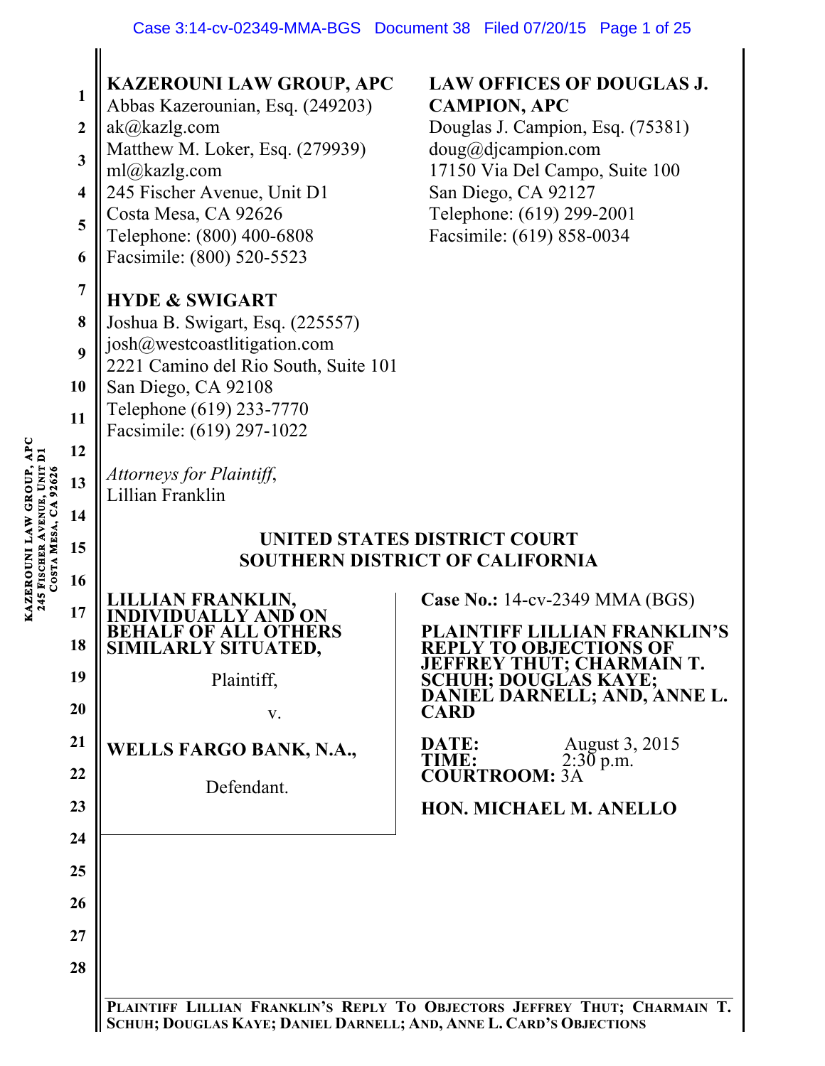**KAZEROUNI LAW GROUP, APC**
Abbas Kazerounian, Esq. (249203)
ak@kazlg.com
Matthew M. Loker, Esq. (279939)
ml@kazlg.com
245 Fischer Avenue, Unit D1
Costa Mesa, CA 92626
Telephone: (800) 400-6808
Facsimile: (800) 520-5523

**LAW OFFICES OF DOUGLAS J. CAMPION, APC**
Douglas J. Campion, Esq. (75381)
doug@djcampion.com
17150 Via Del Campo, Suite 100
San Diego, CA 92127
Telephone: (619) 299-2001
Facsimile: (619) 858-0034

**HYDE & SWIGART**
Joshua B. Swigart, Esq. (225557)
josh@westcoastlitigation.com
2221 Camino del Rio South, Suite 101
San Diego, CA 92108
Telephone (619) 233-7770
Facsimile: (619) 297-1022

*Attorneys for Plaintiff,*
Lillian Franklin

**UNITED STATES DISTRICT COURT**
**SOUTHERN DISTRICT OF CALIFORNIA**

**LILLIAN FRANKLIN, INDIVIDUALLY AND ON BEHALF OF ALL OTHERS SIMILARLY SITUATED,**

Plaintiff,

v.

**WELLS FARGO BANK, N.A.,**

Defendant.

**Case No.:** 14-cv-2349 MMA (BGS)

**PLAINTIFF LILLIAN FRANKLIN'S REPLY TO OBJECTIONS OF JEFFREY THUT; CHARMAIN T. SCHUH; DOUGLAS KAYE; DANIEL DARNELL; AND, ANNE L. CARD**

**DATE:** August 3, 2015
**TIME:** 2:30 p.m.
**COURTROOM:** 3A

**HON. MICHAEL M. ANELLO**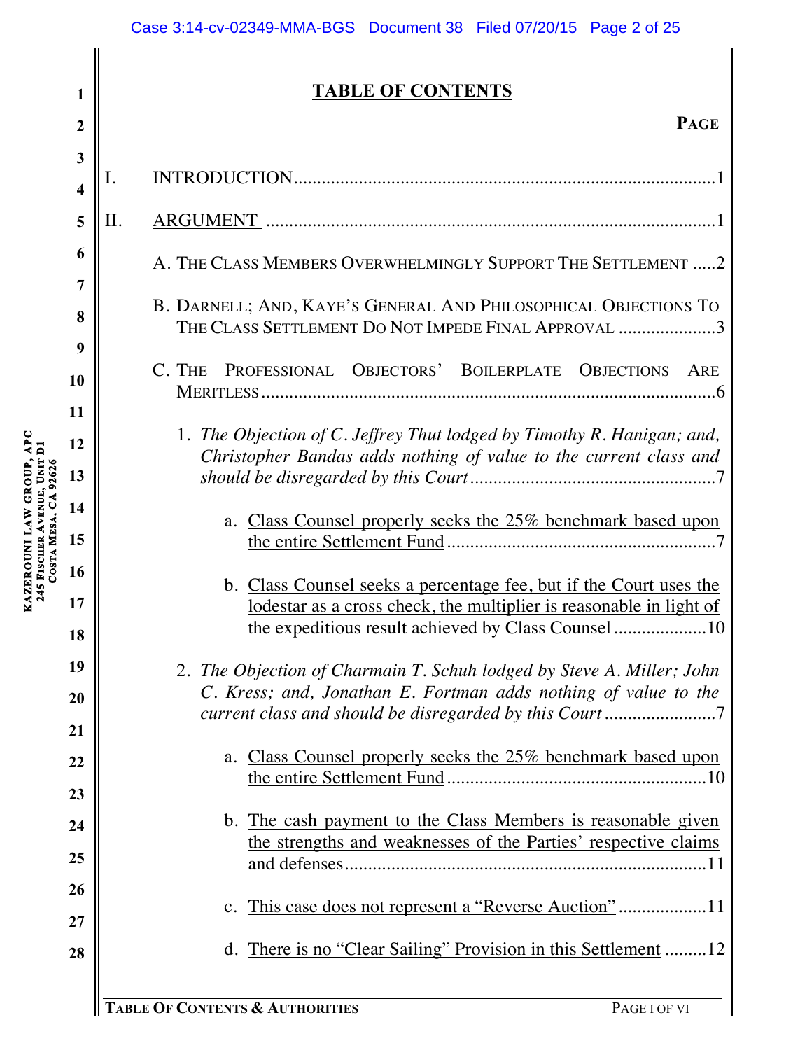## TABLE OF CONTENTS

**PAGE**

I. INTRODUCTION .......... 1

II. ARGUMENT .......... 1

A. THE CLASS MEMBERS OVERWHELMINGLY SUPPORT THE SETTLEMENT .......... 2

B. DARNELL; AND, KAYE'S GENERAL AND PHILOSOPHICAL OBJECTIONS TO THE CLASS SETTLEMENT DO NOT IMPEDE FINAL APPROVAL .......... 3

C. THE PROFESSIONAL OBJECTORS' BOILERPLATE OBJECTIONS ARE MERITLESS .......... 6

1. *The Objection of C. Jeffrey Thut lodged by Timothy R. Hanigan; and, Christopher Bandas adds nothing of value to the current class and should be disregarded by this Court* .......... 7

a. Class Counsel properly seeks the 25% benchmark based upon the entire Settlement Fund .......... 7

b. Class Counsel seeks a percentage fee, but if the Court uses the lodestar as a cross check, the multiplier is reasonable in light of the expeditious result achieved by Class Counsel .......... 10

2. *The Objection of Charmain T. Schuh lodged by Steve A. Miller; John C. Kress; and, Jonathan E. Fortman adds nothing of value to the current class and should be disregarded by this Court* .......... 7

a. Class Counsel properly seeks the 25% benchmark based upon the entire Settlement Fund .......... 10

b. The cash payment to the Class Members is reasonable given the strengths and weaknesses of the Parties' respective claims and defenses .......... 11

c. This case does not represent a "Reverse Auction" .......... 11

d. There is no "Clear Sailing" Provision in this Settlement .......... 12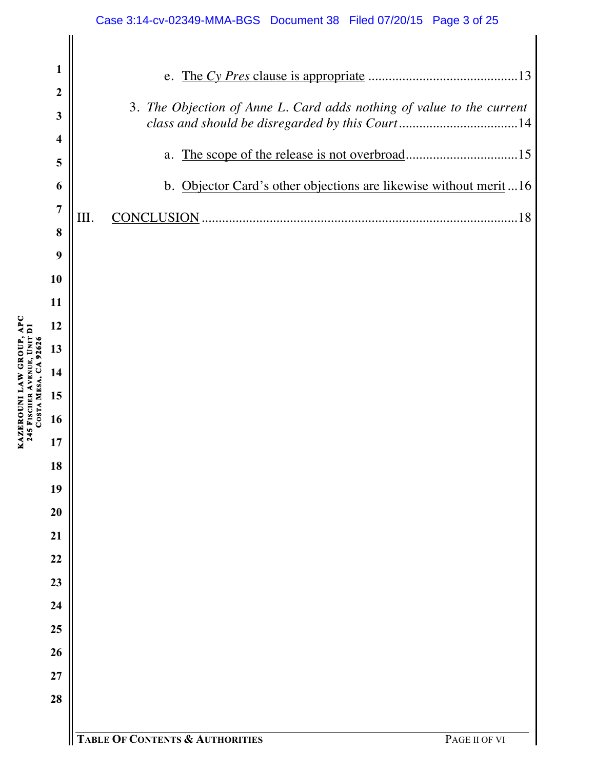e. The *Cy Pres* clause is appropriate ............................................13

3. *The Objection of Anne L. Card adds nothing of value to the current class and should be disregarded by this Court* ...................................14

a. The scope of the release is not overbroad.................................15

b. Objector Card's other objections are likewise without merit ...16

III. CONCLUSION ............................................................................................18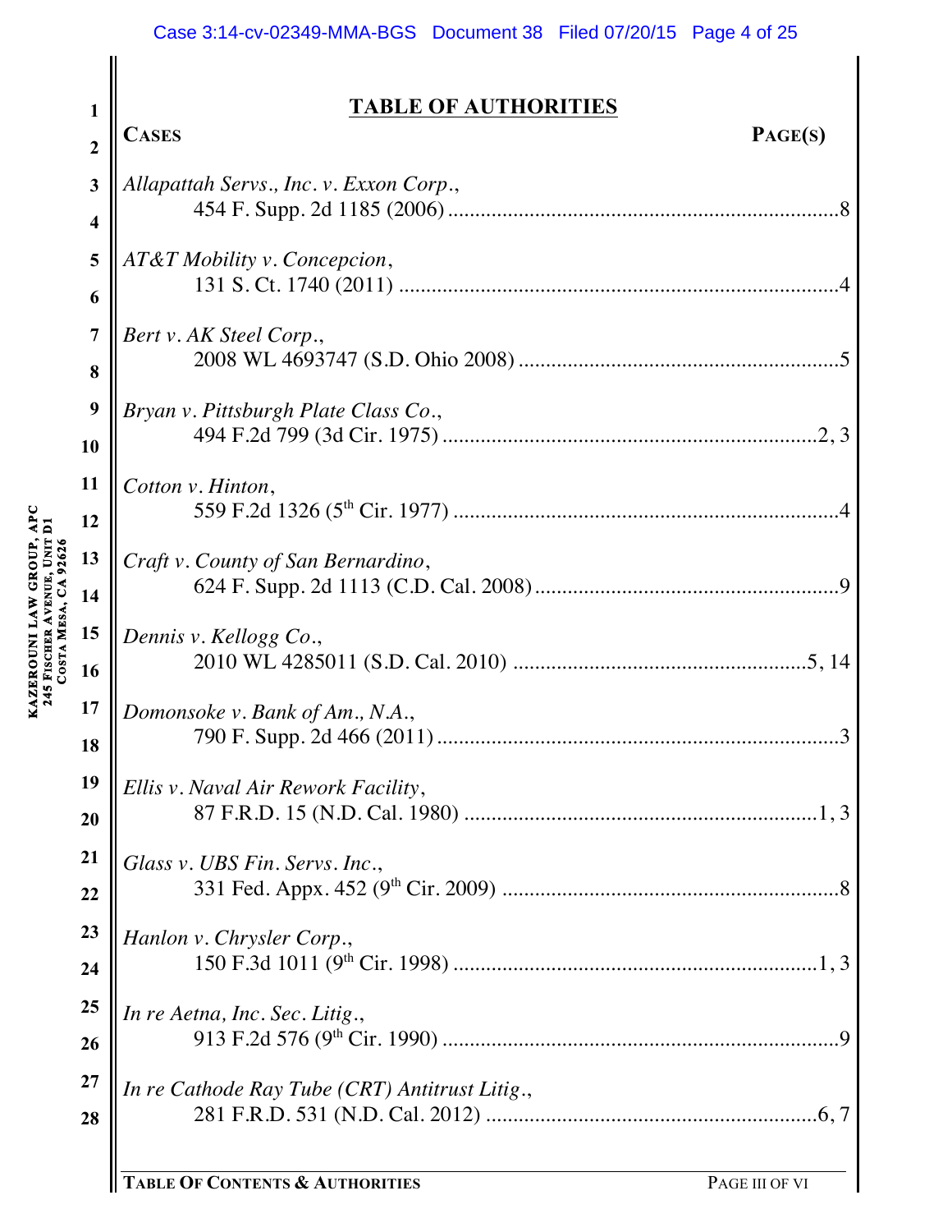## TABLE OF AUTHORITIES

**CASES** — **PAGE(S)**

*Allapattah Servs., Inc. v. Exxon Corp.*,
454 F. Supp. 2d 1185 (2006) ........ 8

*AT&T Mobility v. Concepcion*,
131 S. Ct. 1740 (2011) ........ 4

*Bert v. AK Steel Corp.*,
2008 WL 4693747 (S.D. Ohio 2008) ........ 5

*Bryan v. Pittsburgh Plate Class Co.*,
494 F.2d 799 (3d Cir. 1975) ........ 2, 3

*Cotton v. Hinton*,
559 F.2d 1326 (5th Cir. 1977) ........ 4

*Craft v. County of San Bernardino*,
624 F. Supp. 2d 1113 (C.D. Cal. 2008) ........ 9

*Dennis v. Kellogg Co.*,
2010 WL 4285011 (S.D. Cal. 2010) ........ 5, 14

*Domonsoke v. Bank of Am., N.A.*,
790 F. Supp. 2d 466 (2011) ........ 3

*Ellis v. Naval Air Rework Facility*,
87 F.R.D. 15 (N.D. Cal. 1980) ........ 1, 3

*Glass v. UBS Fin. Servs. Inc.*,
331 Fed. Appx. 452 (9th Cir. 2009) ........ 8

*Hanlon v. Chrysler Corp.*,
150 F.3d 1011 (9th Cir. 1998) ........ 1, 3

*In re Aetna, Inc. Sec. Litig.*,
913 F.2d 576 (9th Cir. 1990) ........ 9

*In re Cathode Ray Tube (CRT) Antitrust Litig.*,
281 F.R.D. 531 (N.D. Cal. 2012) ........ 6, 7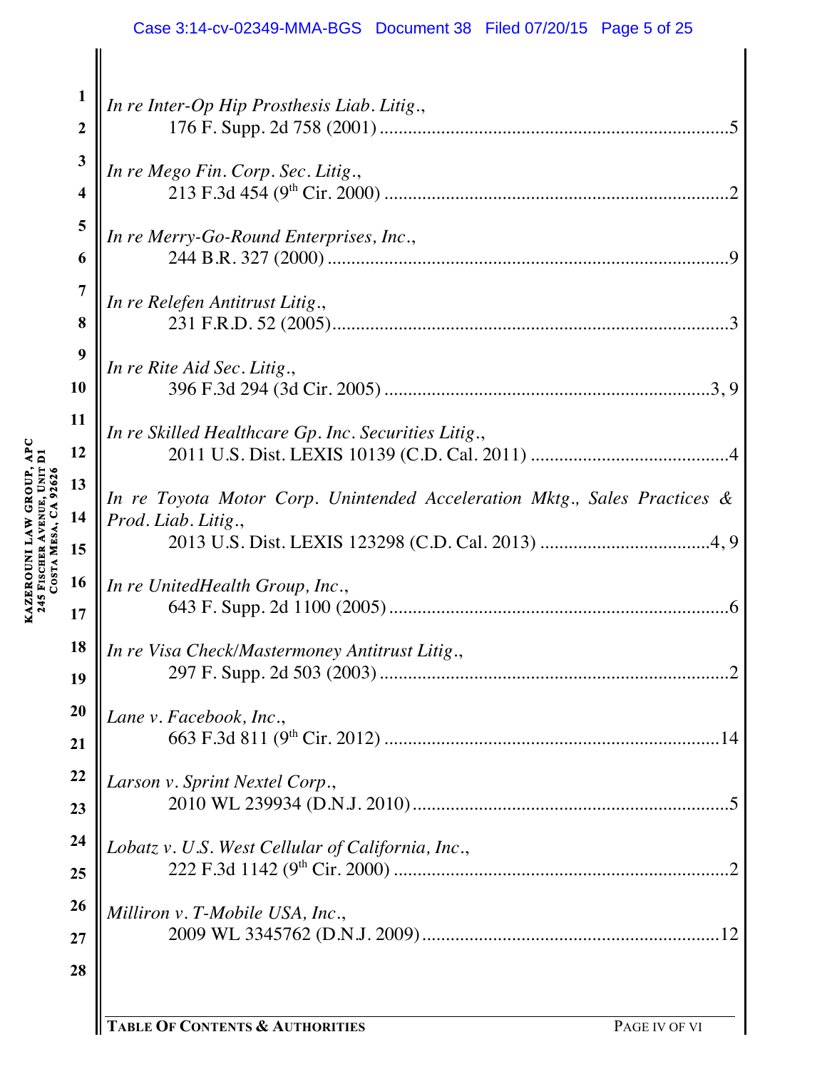*In re Inter-Op Hip Prosthesis Liab. Litig.*,
176 F. Supp. 2d 758 (2001) ........................................................................5

*In re Mego Fin. Corp. Sec. Litig.*,
213 F.3d 454 (9th Cir. 2000) .......................................................................2

*In re Merry-Go-Round Enterprises, Inc.*,
244 B.R. 327 (2000) ....................................................................................9

*In re Relefen Antitrust Litig.*,
231 F.R.D. 52 (2005)...................................................................................3

*In re Rite Aid Sec. Litig.*,
396 F.3d 294 (3d Cir. 2005) ....................................................................3, 9

*In re Skilled Healthcare Gp. Inc. Securities Litig.*,
2011 U.S. Dist. LEXIS 10139 (C.D. Cal. 2011) ..........................................4

*In re Toyota Motor Corp. Unintended Acceleration Mktg., Sales Practices & Prod. Liab. Litig.*,
2013 U.S. Dist. LEXIS 123298 (C.D. Cal. 2013) ...................................4, 9

*In re UnitedHealth Group, Inc.*,
643 F. Supp. 2d 1100 (2005) .......................................................................6

*In re Visa Check/Mastermoney Antitrust Litig.*,
297 F. Supp. 2d 503 (2003) .........................................................................2

*Lane v. Facebook, Inc.*,
663 F.3d 811 (9th Cir. 2012) .....................................................................14

*Larson v. Sprint Nextel Corp.*,
2010 WL 239934 (D.N.J. 2010)..................................................................5

*Lobatz v. U.S. West Cellular of California, Inc.*,
222 F.3d 1142 (9th Cir. 2000) .....................................................................2

*Milliron v. T-Mobile USA, Inc.*,
2009 WL 3345762 (D.N.J. 2009)...............................................................12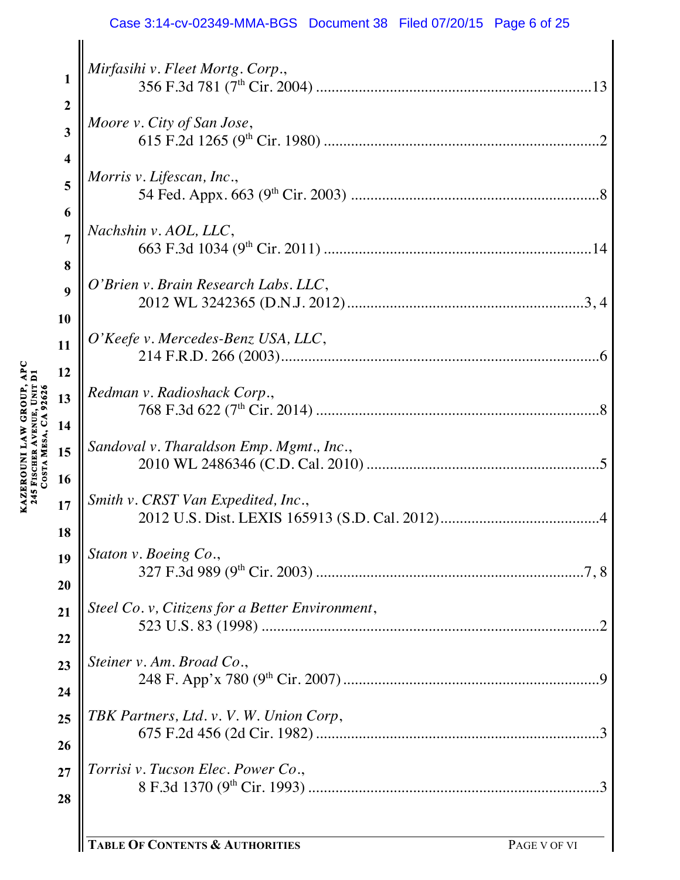*Mirfasihi v. Fleet Mortg. Corp.*,
356 F.3d 781 (7th Cir. 2004) ....................................................................13

*Moore v. City of San Jose*,
615 F.2d 1265 (9th Cir. 1980) ....................................................................2

*Morris v. Lifescan, Inc.*,
54 Fed. Appx. 663 (9th Cir. 2003) ..............................................................8

*Nachshin v. AOL, LLC*,
663 F.3d 1034 (9th Cir. 2011) ....................................................................14

*O'Brien v. Brain Research Labs. LLC*,
2012 WL 3242365 (D.N.J. 2012)...........................................................3, 4

*O'Keefe v. Mercedes-Benz USA, LLC*,
214 F.R.D. 266 (2003)................................................................................6

*Redman v. Radioshack Corp.*,
768 F.3d 622 (7th Cir. 2014) ......................................................................8

*Sandoval v. Tharaldson Emp. Mgmt., Inc.*,
2010 WL 2486346 (C.D. Cal. 2010) ..........................................................5

*Smith v. CRST Van Expedited, Inc.*,
2012 U.S. Dist. LEXIS 165913 (S.D. Cal. 2012)........................................4

*Staton v. Boeing Co.*,
327 F.3d 989 (9th Cir. 2003) ....................................................................7, 8

*Steel Co. v, Citizens for a Better Environment*,
523 U.S. 83 (1998) .....................................................................................2

*Steiner v. Am. Broad Co.*,
248 F. App'x 780 (9th Cir. 2007) ................................................................9

*TBK Partners, Ltd. v. V. W. Union Corp*,
675 F.2d 456 (2d Cir. 1982) .......................................................................3

*Torrisi v. Tucson Elec. Power Co.*,
8 F.3d 1370 (9th Cir. 1993) .........................................................................3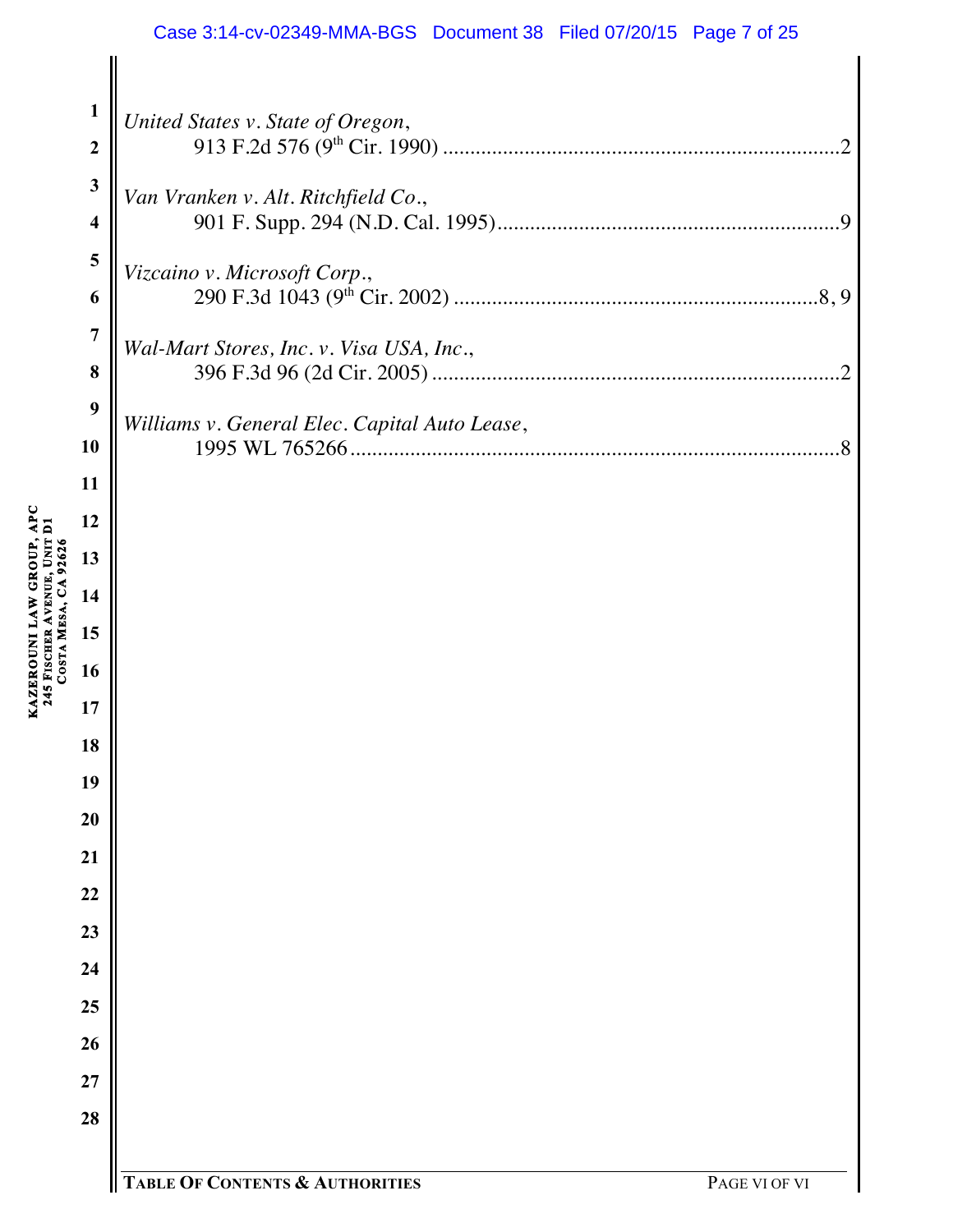*United States v. State of Oregon*,
913 F.2d 576 (9th Cir. 1990) ........................................................................2

*Van Vranken v. Alt. Ritchfield Co.*,
901 F. Supp. 294 (N.D. Cal. 1995)...............................................................9

*Vizcaino v. Microsoft Corp.*,
290 F.3d 1043 (9th Cir. 2002) ....................................................................8, 9

*Wal-Mart Stores, Inc. v. Visa USA, Inc.*,
396 F.3d 96 (2d Cir. 2005) ..........................................................................2

*Williams v. General Elec. Capital Auto Lease*,
1995 WL 765266.........................................................................................8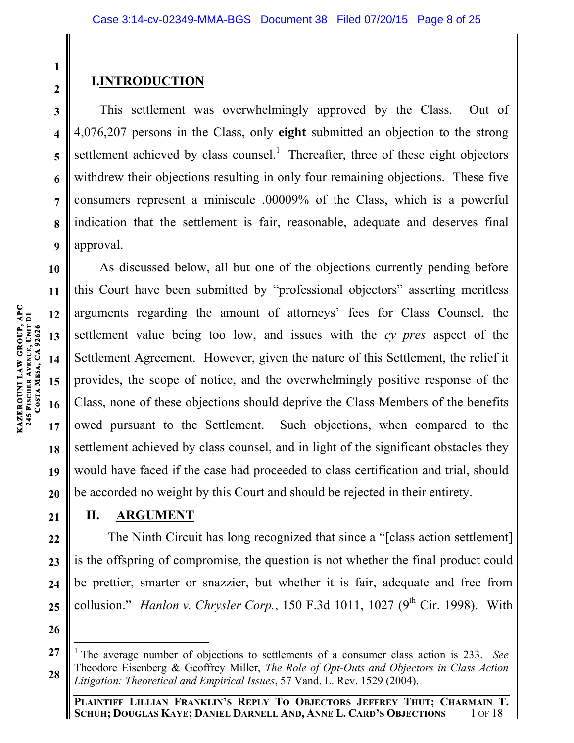## I. INTRODUCTION

This settlement was overwhelmingly approved by the Class. Out of 4,076,207 persons in the Class, only **eight** submitted an objection to the strong settlement achieved by class counsel.[1] Thereafter, three of these eight objectors withdrew their objections resulting in only four remaining objections. These five consumers represent a miniscule .00009% of the Class, which is a powerful indication that the settlement is fair, reasonable, adequate and deserves final approval.

As discussed below, all but one of the objections currently pending before this Court have been submitted by "professional objectors" asserting meritless arguments regarding the amount of attorneys' fees for Class Counsel, the settlement value being too low, and issues with the *cy pres* aspect of the Settlement Agreement. However, given the nature of this Settlement, the relief it provides, the scope of notice, and the overwhelmingly positive response of the Class, none of these objections should deprive the Class Members of the benefits owed pursuant to the Settlement. Such objections, when compared to the settlement achieved by class counsel, and in light of the significant obstacles they would have faced if the case had proceeded to class certification and trial, should be accorded no weight by this Court and should be rejected in their entirety.

## II. ARGUMENT

The Ninth Circuit has long recognized that since a "[class action settlement] is the offspring of compromise, the question is not whether the final product could be prettier, smarter or snazzier, but whether it is fair, adequate and free from collusion." *Hanlon v. Chrysler Corp.*, 150 F.3d 1011, 1027 (9th Cir. 1998). With

---

[1] The average number of objections to settlements of a consumer class action is 233. *See* Theodore Eisenberg & Geoffrey Miller, *The Role of Opt-Outs and Objectors in Class Action Litigation: Theoretical and Empirical Issues*, 57 Vand. L. Rev. 1529 (2004).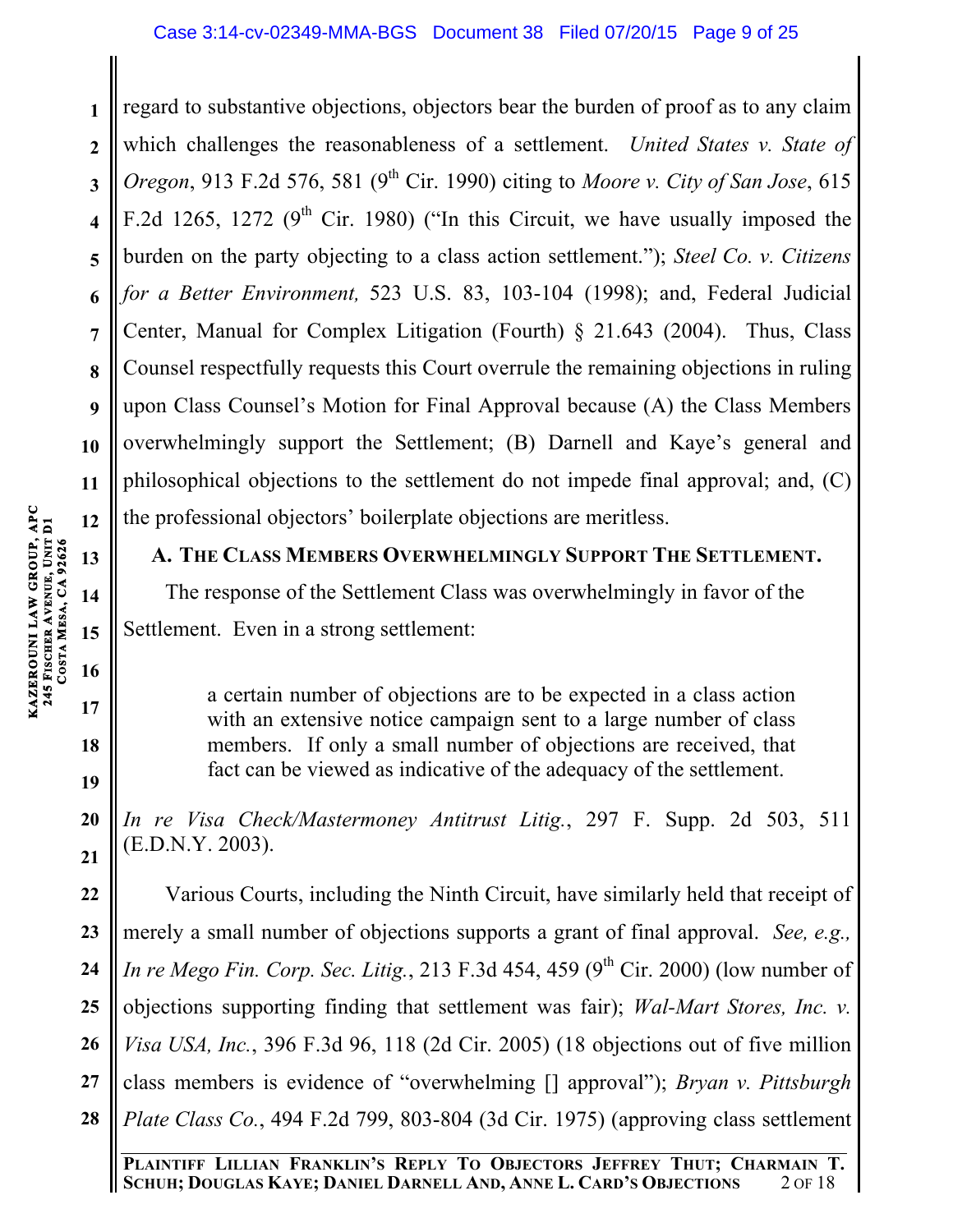regard to substantive objections, objectors bear the burden of proof as to any claim which challenges the reasonableness of a settlement. *United States v. State of Oregon*, 913 F.2d 576, 581 (9th Cir. 1990) citing to *Moore v. City of San Jose*, 615 F.2d 1265, 1272 (9th Cir. 1980) ("In this Circuit, we have usually imposed the burden on the party objecting to a class action settlement."); *Steel Co. v. Citizens for a Better Environment,* 523 U.S. 83, 103-104 (1998); and, Federal Judicial Center, Manual for Complex Litigation (Fourth) § 21.643 (2004). Thus, Class Counsel respectfully requests this Court overrule the remaining objections in ruling upon Class Counsel's Motion for Final Approval because (A) the Class Members overwhelmingly support the Settlement; (B) Darnell and Kaye's general and philosophical objections to the settlement do not impede final approval; and, (C) the professional objectors' boilerplate objections are meritless.

### A. The Class Members Overwhelmingly Support The Settlement.

The response of the Settlement Class was overwhelmingly in favor of the Settlement. Even in a strong settlement:

> a certain number of objections are to be expected in a class action with an extensive notice campaign sent to a large number of class members. If only a small number of objections are received, that fact can be viewed as indicative of the adequacy of the settlement.

*In re Visa Check/Mastermoney Antitrust Litig.*, 297 F. Supp. 2d 503, 511 (E.D.N.Y. 2003).

Various Courts, including the Ninth Circuit, have similarly held that receipt of merely a small number of objections supports a grant of final approval. *See, e.g., In re Mego Fin. Corp. Sec. Litig.*, 213 F.3d 454, 459 (9th Cir. 2000) (low number of objections supporting finding that settlement was fair); *Wal-Mart Stores, Inc. v. Visa USA, Inc.*, 396 F.3d 96, 118 (2d Cir. 2005) (18 objections out of five million class members is evidence of "overwhelming [] approval"); *Bryan v. Pittsburgh Plate Class Co.*, 494 F.2d 799, 803-804 (3d Cir. 1975) (approving class settlement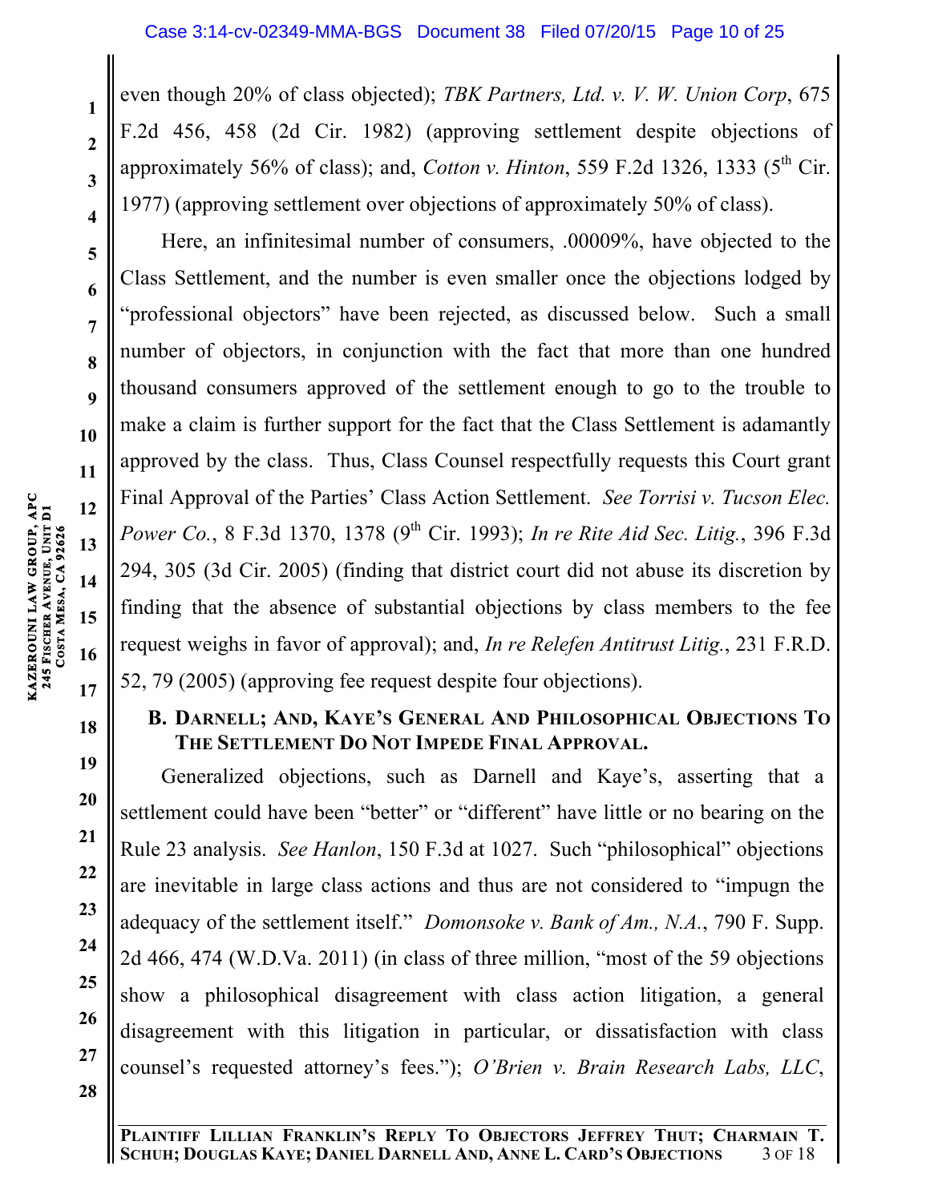even though 20% of class objected); *TBK Partners, Ltd. v. V. W. Union Corp*, 675 F.2d 456, 458 (2d Cir. 1982) (approving settlement despite objections of approximately 56% of class); and, *Cotton v. Hinton*, 559 F.2d 1326, 1333 (5th Cir. 1977) (approving settlement over objections of approximately 50% of class).

Here, an infinitesimal number of consumers, .00009%, have objected to the Class Settlement, and the number is even smaller once the objections lodged by "professional objectors" have been rejected, as discussed below. Such a small number of objectors, in conjunction with the fact that more than one hundred thousand consumers approved of the settlement enough to go to the trouble to make a claim is further support for the fact that the Class Settlement is adamantly approved by the class. Thus, Class Counsel respectfully requests this Court grant Final Approval of the Parties' Class Action Settlement. *See Torrisi v. Tucson Elec. Power Co.*, 8 F.3d 1370, 1378 (9th Cir. 1993); *In re Rite Aid Sec. Litig.*, 396 F.3d 294, 305 (3d Cir. 2005) (finding that district court did not abuse its discretion by finding that the absence of substantial objections by class members to the fee request weighs in favor of approval); and, *In re Relefen Antitrust Litig.*, 231 F.R.D. 52, 79 (2005) (approving fee request despite four objections).

### B. DARNELL; AND, KAYE'S GENERAL AND PHILOSOPHICAL OBJECTIONS TO THE SETTLEMENT DO NOT IMPEDE FINAL APPROVAL.

Generalized objections, such as Darnell and Kaye's, asserting that a settlement could have been "better" or "different" have little or no bearing on the Rule 23 analysis. *See Hanlon*, 150 F.3d at 1027. Such "philosophical" objections are inevitable in large class actions and thus are not considered to "impugn the adequacy of the settlement itself." *Domonsoke v. Bank of Am., N.A.*, 790 F. Supp. 2d 466, 474 (W.D.Va. 2011) (in class of three million, "most of the 59 objections show a philosophical disagreement with class action litigation, a general disagreement with this litigation in particular, or dissatisfaction with class counsel's requested attorney's fees."); *O'Brien v. Brain Research Labs, LLC*,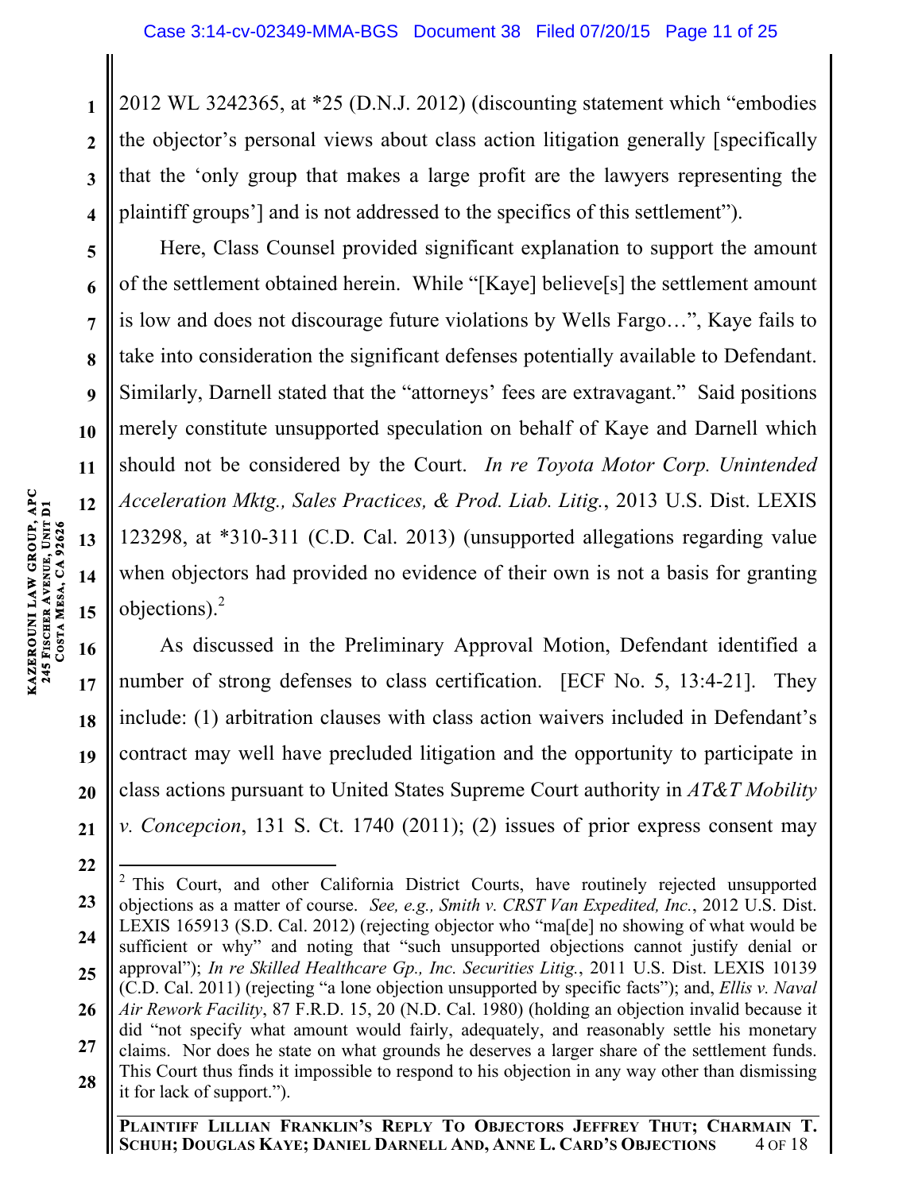2012 WL 3242365, at *25 (D.N.J. 2012) (discounting statement which "embodies the objector's personal views about class action litigation generally [specifically that the 'only group that makes a large profit are the lawyers representing the plaintiff groups'] and is not addressed to the specifics of this settlement").

Here, Class Counsel provided significant explanation to support the amount of the settlement obtained herein. While "[Kaye] believe[s] the settlement amount is low and does not discourage future violations by Wells Fargo…", Kaye fails to take into consideration the significant defenses potentially available to Defendant. Similarly, Darnell stated that the "attorneys' fees are extravagant." Said positions merely constitute unsupported speculation on behalf of Kaye and Darnell which should not be considered by the Court. *In re Toyota Motor Corp. Unintended Acceleration Mktg., Sales Practices, & Prod. Liab. Litig.*, 2013 U.S. Dist. LEXIS 123298, at *310-311 (C.D. Cal. 2013) (unsupported allegations regarding value when objectors had provided no evidence of their own is not a basis for granting objections).[2]

As discussed in the Preliminary Approval Motion, Defendant identified a number of strong defenses to class certification. [ECF No. 5, 13:4-21]. They include: (1) arbitration clauses with class action waivers included in Defendant's contract may well have precluded litigation and the opportunity to participate in class actions pursuant to United States Supreme Court authority in *AT&T Mobility v. Concepcion*, 131 S. Ct. 1740 (2011); (2) issues of prior express consent may

---

[2] This Court, and other California District Courts, have routinely rejected unsupported objections as a matter of course. *See, e.g., Smith v. CRST Van Expedited, Inc.*, 2012 U.S. Dist. LEXIS 165913 (S.D. Cal. 2012) (rejecting objector who "ma[de] no showing of what would be sufficient or why" and noting that "such unsupported objections cannot justify denial or approval"); *In re Skilled Healthcare Gp., Inc. Securities Litig.*, 2011 U.S. Dist. LEXIS 10139 (C.D. Cal. 2011) (rejecting "a lone objection unsupported by specific facts"); and, *Ellis v. Naval Air Rework Facility*, 87 F.R.D. 15, 20 (N.D. Cal. 1980) (holding an objection invalid because it did "not specify what amount would fairly, adequately, and reasonably settle his monetary claims. Nor does he state on what grounds he deserves a larger share of the settlement funds. This Court thus finds it impossible to respond to his objection in any way other than dismissing it for lack of support.").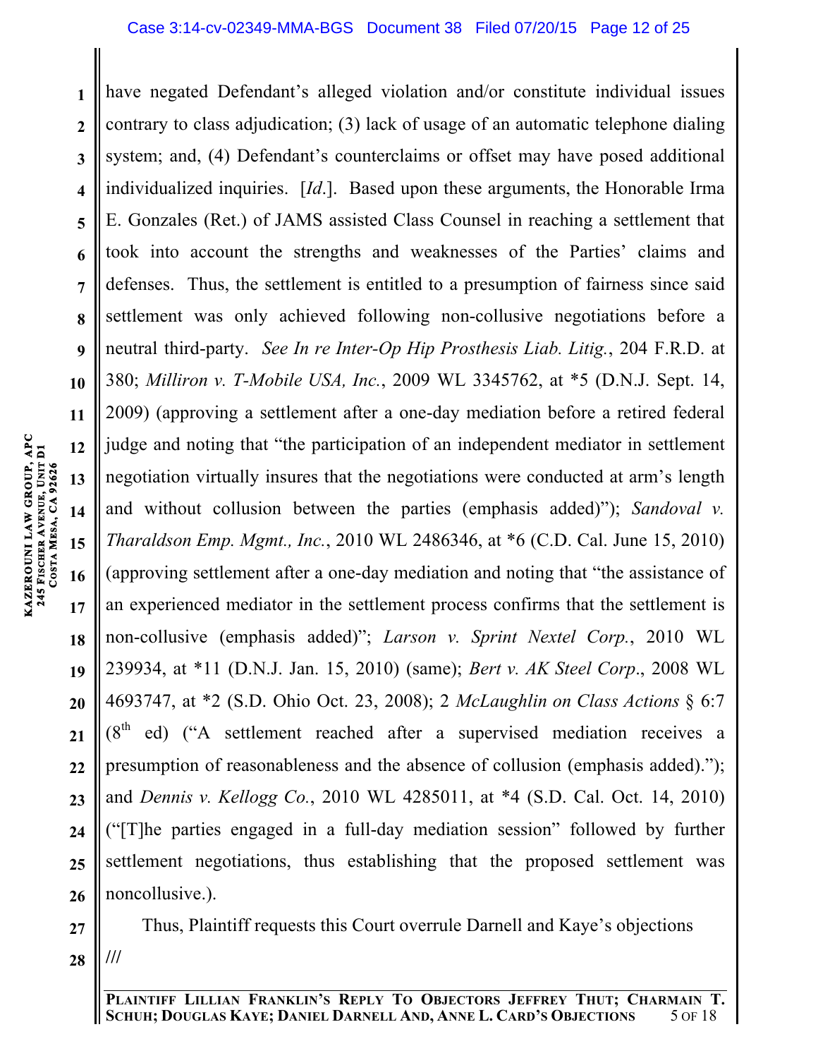have negated Defendant's alleged violation and/or constitute individual issues contrary to class adjudication; (3) lack of usage of an automatic telephone dialing system; and, (4) Defendant's counterclaims or offset may have posed additional individualized inquiries. [*Id*.]. Based upon these arguments, the Honorable Irma E. Gonzales (Ret.) of JAMS assisted Class Counsel in reaching a settlement that took into account the strengths and weaknesses of the Parties' claims and defenses. Thus, the settlement is entitled to a presumption of fairness since said settlement was only achieved following non-collusive negotiations before a neutral third-party. *See In re Inter-Op Hip Prosthesis Liab. Litig.*, 204 F.R.D. at 380; *Milliron v. T-Mobile USA, Inc.*, 2009 WL 3345762, at *5 (D.N.J. Sept. 14, 2009) (approving a settlement after a one-day mediation before a retired federal judge and noting that "the participation of an independent mediator in settlement negotiation virtually insures that the negotiations were conducted at arm's length and without collusion between the parties (emphasis added)"); *Sandoval v. Tharaldson Emp. Mgmt., Inc.*, 2010 WL 2486346, at *6 (C.D. Cal. June 15, 2010) (approving settlement after a one-day mediation and noting that "the assistance of an experienced mediator in the settlement process confirms that the settlement is non-collusive (emphasis added)"; *Larson v. Sprint Nextel Corp.*, 2010 WL 239934, at *11 (D.N.J. Jan. 15, 2010) (same); *Bert v. AK Steel Corp*., 2008 WL 4693747, at *2 (S.D. Ohio Oct. 23, 2008); 2 *McLaughlin on Class Actions* § 6:7 (8th ed) ("A settlement reached after a supervised mediation receives a presumption of reasonableness and the absence of collusion (emphasis added)."); and *Dennis v. Kellogg Co.*, 2010 WL 4285011, at *4 (S.D. Cal. Oct. 14, 2010) ("[T]he parties engaged in a full-day mediation session" followed by further settlement negotiations, thus establishing that the proposed settlement was noncollusive.).

Thus, Plaintiff requests this Court overrule Darnell and Kaye's objections

///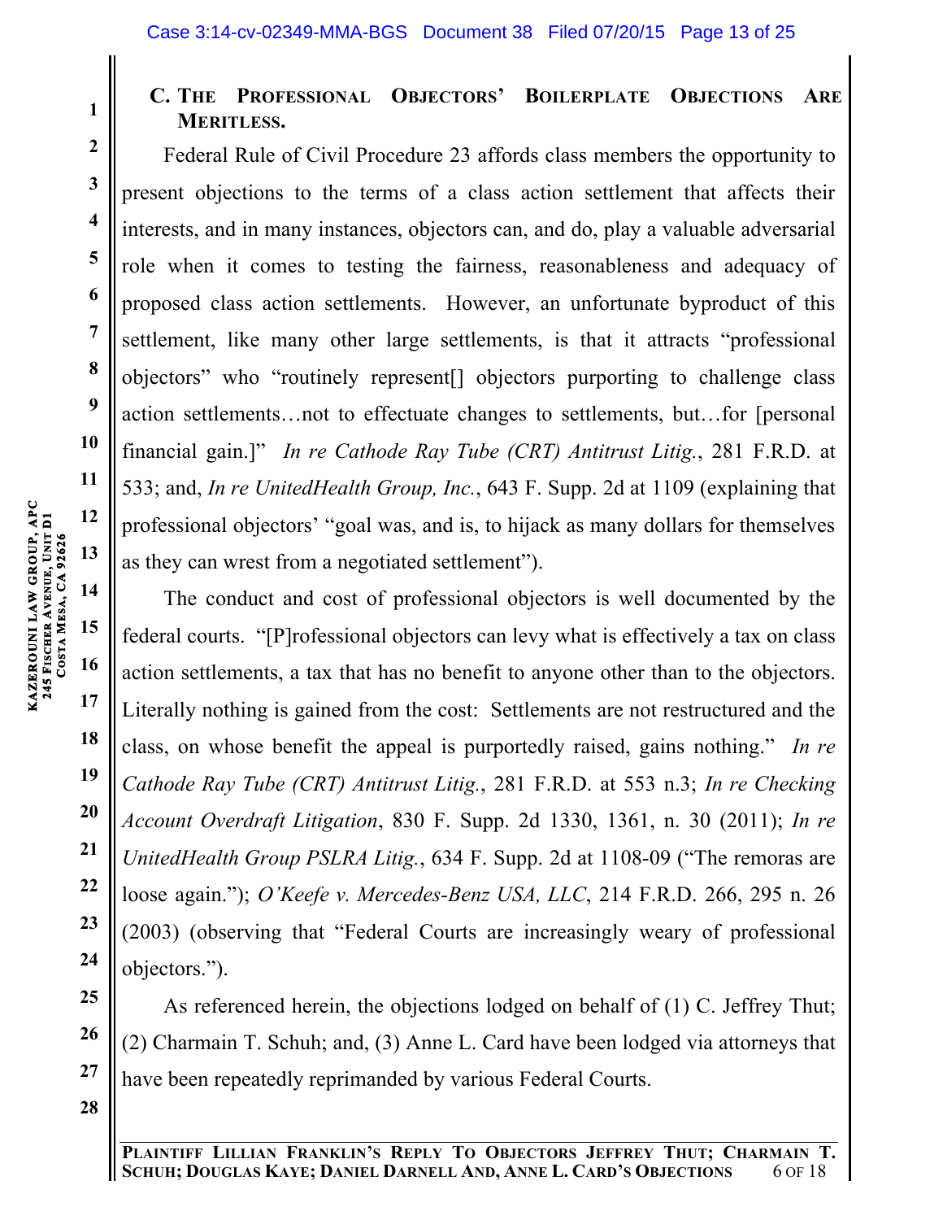### C. The Professional Objectors' Boilerplate Objections Are Meritless.

Federal Rule of Civil Procedure 23 affords class members the opportunity to present objections to the terms of a class action settlement that affects their interests, and in many instances, objectors can, and do, play a valuable adversarial role when it comes to testing the fairness, reasonableness and adequacy of proposed class action settlements. However, an unfortunate byproduct of this settlement, like many other large settlements, is that it attracts "professional objectors" who "routinely represent[] objectors purporting to challenge class action settlements…not to effectuate changes to settlements, but…for [personal financial gain.]" *In re Cathode Ray Tube (CRT) Antitrust Litig.*, 281 F.R.D. at 533; and, *In re UnitedHealth Group, Inc.*, 643 F. Supp. 2d at 1109 (explaining that professional objectors' "goal was, and is, to hijack as many dollars for themselves as they can wrest from a negotiated settlement").

The conduct and cost of professional objectors is well documented by the federal courts. "[P]rofessional objectors can levy what is effectively a tax on class action settlements, a tax that has no benefit to anyone other than to the objectors. Literally nothing is gained from the cost: Settlements are not restructured and the class, on whose benefit the appeal is purportedly raised, gains nothing." *In re Cathode Ray Tube (CRT) Antitrust Litig.*, 281 F.R.D. at 553 n.3; *In re Checking Account Overdraft Litigation*, 830 F. Supp. 2d 1330, 1361, n. 30 (2011); *In re UnitedHealth Group PSLRA Litig.*, 634 F. Supp. 2d at 1108-09 ("The remoras are loose again."); *O'Keefe v. Mercedes-Benz USA, LLC*, 214 F.R.D. 266, 295 n. 26 (2003) (observing that "Federal Courts are increasingly weary of professional objectors.").

As referenced herein, the objections lodged on behalf of (1) C. Jeffrey Thut; (2) Charmain T. Schuh; and, (3) Anne L. Card have been lodged via attorneys that have been repeatedly reprimanded by various Federal Courts.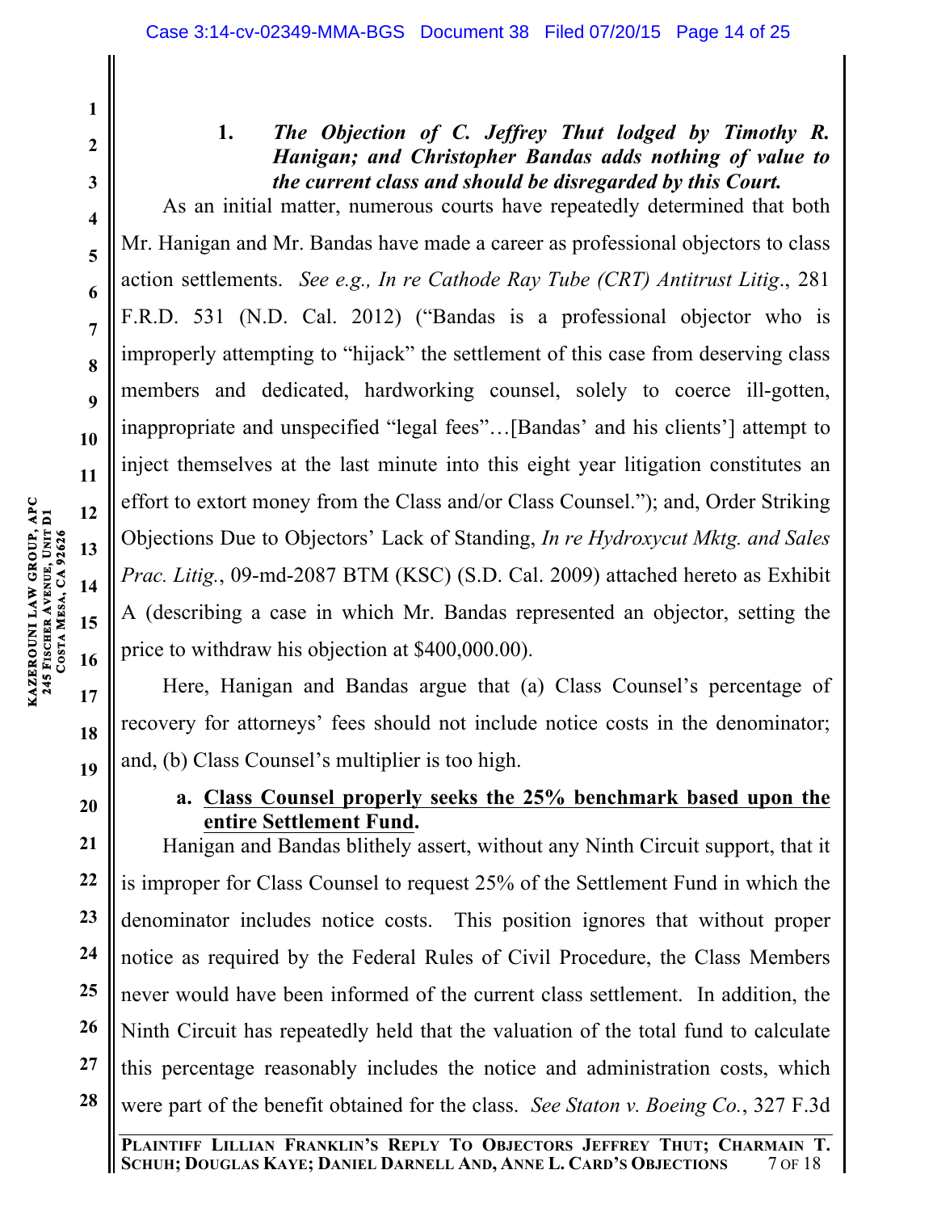### 1. *The Objection of C. Jeffrey Thut lodged by Timothy R. Hanigan; and Christopher Bandas adds nothing of value to the current class and should be disregarded by this Court.*

As an initial matter, numerous courts have repeatedly determined that both Mr. Hanigan and Mr. Bandas have made a career as professional objectors to class action settlements. *See e.g., In re Cathode Ray Tube (CRT) Antitrust Litig*., 281 F.R.D. 531 (N.D. Cal. 2012) ("Bandas is a professional objector who is improperly attempting to "hijack" the settlement of this case from deserving class members and dedicated, hardworking counsel, solely to coerce ill-gotten, inappropriate and unspecified "legal fees"…[Bandas' and his clients'] attempt to inject themselves at the last minute into this eight year litigation constitutes an effort to extort money from the Class and/or Class Counsel."); and, Order Striking Objections Due to Objectors' Lack of Standing, *In re Hydroxycut Mktg. and Sales Prac. Litig.*, 09-md-2087 BTM (KSC) (S.D. Cal. 2009) attached hereto as Exhibit A (describing a case in which Mr. Bandas represented an objector, setting the price to withdraw his objection at $400,000.00).

Here, Hanigan and Bandas argue that (a) Class Counsel's percentage of recovery for attorneys' fees should not include notice costs in the denominator; and, (b) Class Counsel's multiplier is too high.

#### a. <u>**Class Counsel properly seeks the 25% benchmark based upon the entire Settlement Fund**</u>.

Hanigan and Bandas blithely assert, without any Ninth Circuit support, that it is improper for Class Counsel to request 25% of the Settlement Fund in which the denominator includes notice costs. This position ignores that without proper notice as required by the Federal Rules of Civil Procedure, the Class Members never would have been informed of the current class settlement. In addition, the Ninth Circuit has repeatedly held that the valuation of the total fund to calculate this percentage reasonably includes the notice and administration costs, which were part of the benefit obtained for the class. *See Staton v. Boeing Co.*, 327 F.3d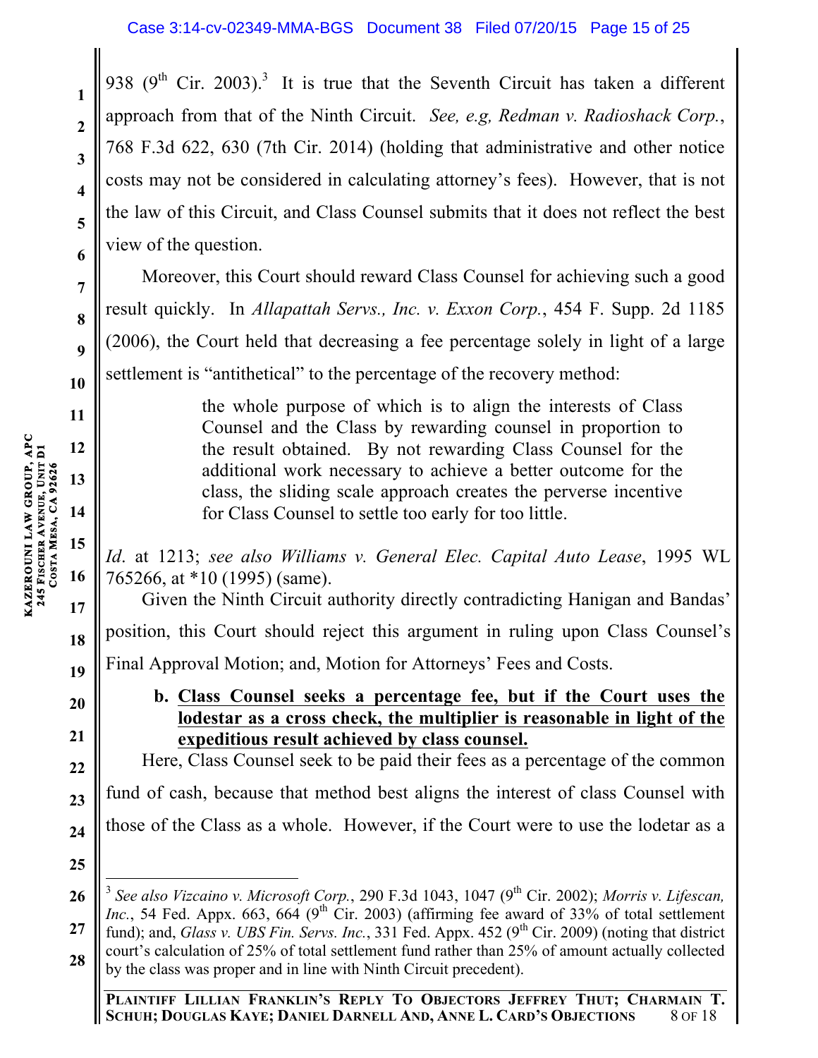938 (9th Cir. 2003).[3] It is true that the Seventh Circuit has taken a different approach from that of the Ninth Circuit. *See, e.g, Redman v. Radioshack Corp.*, 768 F.3d 622, 630 (7th Cir. 2014) (holding that administrative and other notice costs may not be considered in calculating attorney's fees). However, that is not the law of this Circuit, and Class Counsel submits that it does not reflect the best view of the question.

Moreover, this Court should reward Class Counsel for achieving such a good result quickly. In *Allapattah Servs., Inc. v. Exxon Corp.*, 454 F. Supp. 2d 1185 (2006), the Court held that decreasing a fee percentage solely in light of a large settlement is "antithetical" to the percentage of the recovery method:

> the whole purpose of which is to align the interests of Class Counsel and the Class by rewarding counsel in proportion to the result obtained. By not rewarding Class Counsel for the additional work necessary to achieve a better outcome for the class, the sliding scale approach creates the perverse incentive for Class Counsel to settle too early for too little.

*Id*. at 1213; *see also Williams v. General Elec. Capital Auto Lease*, 1995 WL 765266, at *10 (1995) (same).

Given the Ninth Circuit authority directly contradicting Hanigan and Bandas' position, this Court should reject this argument in ruling upon Class Counsel's Final Approval Motion; and, Motion for Attorneys' Fees and Costs.

**b. <u>Class Counsel seeks a percentage fee, but if the Court uses the lodestar as a cross check, the multiplier is reasonable in light of the expeditious result achieved by class counsel.</u>**

Here, Class Counsel seek to be paid their fees as a percentage of the common fund of cash, because that method best aligns the interest of class Counsel with those of the Class as a whole. However, if the Court were to use the lodetar as a

---

[3] *See also Vizcaino v. Microsoft Corp.*, 290 F.3d 1043, 1047 (9th Cir. 2002); *Morris v. Lifescan, Inc.*, 54 Fed. Appx. 663, 664 (9th Cir. 2003) (affirming fee award of 33% of total settlement fund); and, *Glass v. UBS Fin. Servs. Inc.*, 331 Fed. Appx. 452 (9th Cir. 2009) (noting that district court's calculation of 25% of total settlement fund rather than 25% of amount actually collected by the class was proper and in line with Ninth Circuit precedent).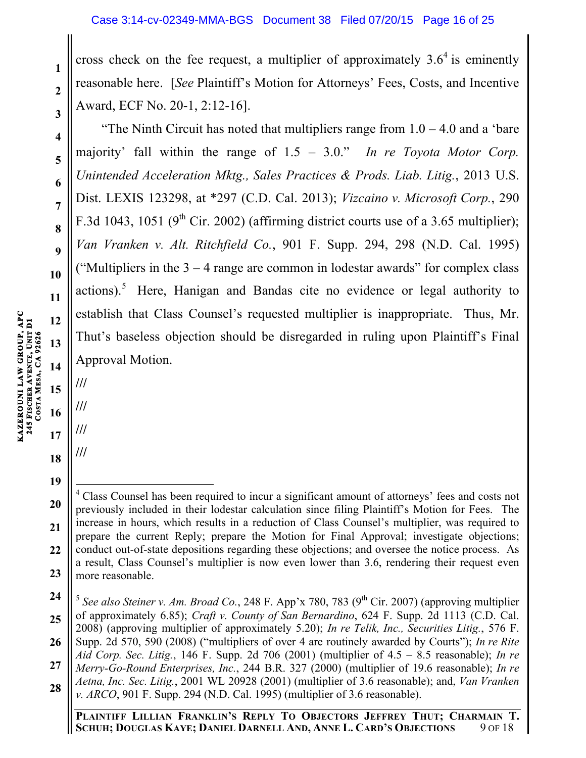cross check on the fee request, a multiplier of approximately 3.6[4] is eminently reasonable here. [*See* Plaintiff's Motion for Attorneys' Fees, Costs, and Incentive Award, ECF No. 20-1, 2:12-16].

"The Ninth Circuit has noted that multipliers range from 1.0 – 4.0 and a 'bare majority' fall within the range of 1.5 – 3.0." *In re Toyota Motor Corp. Unintended Acceleration Mktg., Sales Practices & Prods. Liab. Litig.*, 2013 U.S. Dist. LEXIS 123298, at *297 (C.D. Cal. 2013); *Vizcaino v. Microsoft Corp.*, 290 F.3d 1043, 1051 (9th Cir. 2002) (affirming district courts use of a 3.65 multiplier); *Van Vranken v. Alt. Ritchfield Co.*, 901 F. Supp. 294, 298 (N.D. Cal. 1995) ("Multipliers in the 3 – 4 range are common in lodestar awards" for complex class actions).[5] Here, Hanigan and Bandas cite no evidence or legal authority to establish that Class Counsel's requested multiplier is inappropriate. Thus, Mr. Thut's baseless objection should be disregarded in ruling upon Plaintiff's Final Approval Motion.

///

///

///

///

---

[4] Class Counsel has been required to incur a significant amount of attorneys' fees and costs not previously included in their lodestar calculation since filing Plaintiff's Motion for Fees. The increase in hours, which results in a reduction of Class Counsel's multiplier, was required to prepare the current Reply; prepare the Motion for Final Approval; investigate objections; conduct out-of-state depositions regarding these objections; and oversee the notice process. As a result, Class Counsel's multiplier is now even lower than 3.6, rendering their request even more reasonable.

[5] *See also Steiner v. Am. Broad Co.*, 248 F. App'x 780, 783 (9th Cir. 2007) (approving multiplier of approximately 6.85); *Craft v. County of San Bernardino*, 624 F. Supp. 2d 1113 (C.D. Cal. 2008) (approving multiplier of approximately 5.20); *In re Telik, Inc., Securities Litig.*, 576 F. Supp. 2d 570, 590 (2008) ("multipliers of over 4 are routinely awarded by Courts"); *In re Rite Aid Corp. Sec. Litig.*, 146 F. Supp. 2d 706 (2001) (multiplier of 4.5 – 8.5 reasonable); *In re Merry-Go-Round Enterprises, Inc.*, 244 B.R. 327 (2000) (multiplier of 19.6 reasonable); *In re Aetna, Inc. Sec. Litig.*, 2001 WL 20928 (2001) (multiplier of 3.6 reasonable); and, *Van Vranken v. ARCO*, 901 F. Supp. 294 (N.D. Cal. 1995) (multiplier of 3.6 reasonable).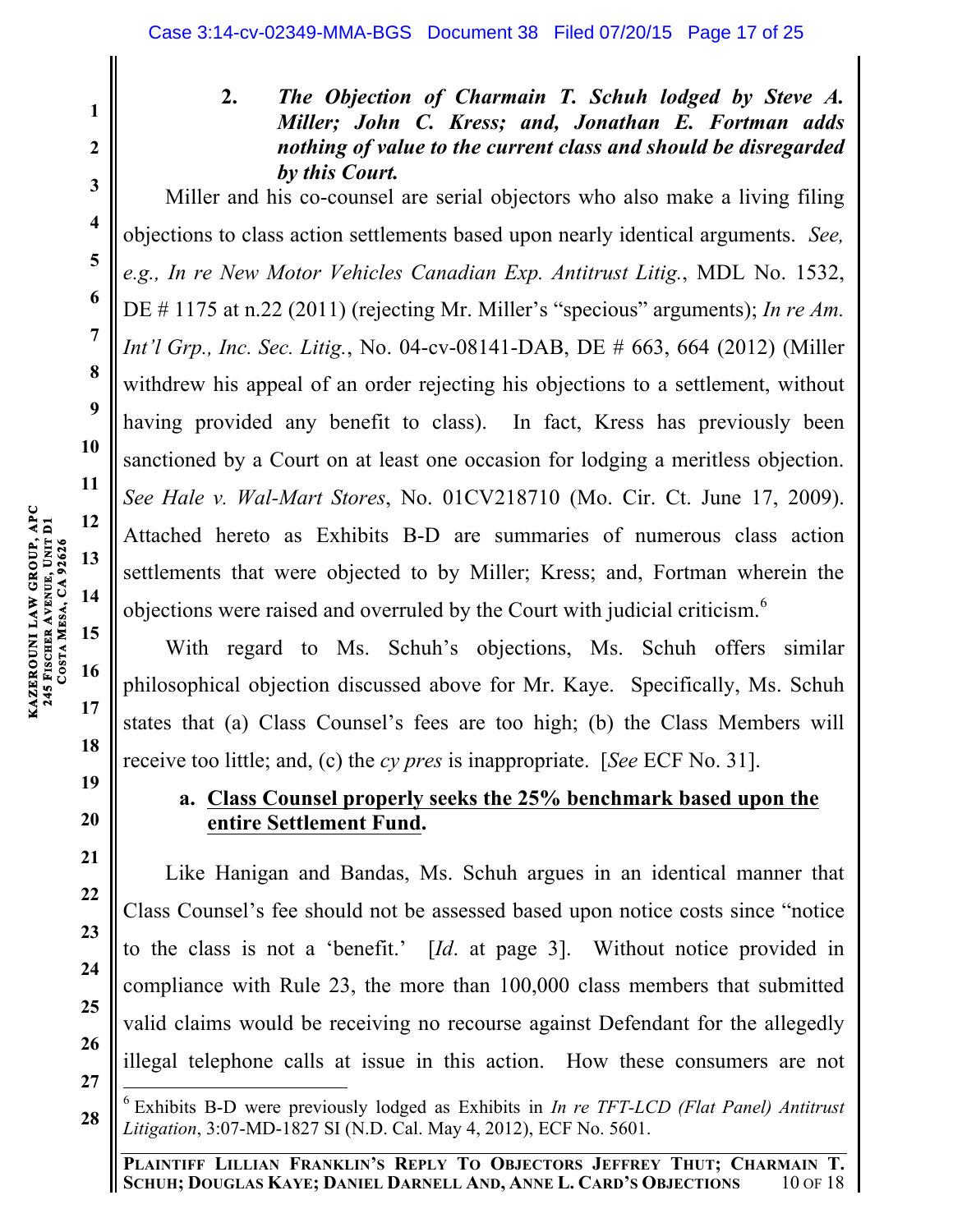### 2. *The Objection of Charmain T. Schuh lodged by Steve A. Miller; John C. Kress; and, Jonathan E. Fortman adds nothing of value to the current class and should be disregarded by this Court.*

Miller and his co-counsel are serial objectors who also make a living filing objections to class action settlements based upon nearly identical arguments. *See, e.g., In re New Motor Vehicles Canadian Exp. Antitrust Litig.*, MDL No. 1532, DE # 1175 at n.22 (2011) (rejecting Mr. Miller's "specious" arguments); *In re Am. Int'l Grp., Inc. Sec. Litig.*, No. 04-cv-08141-DAB, DE # 663, 664 (2012) (Miller withdrew his appeal of an order rejecting his objections to a settlement, without having provided any benefit to class). In fact, Kress has previously been sanctioned by a Court on at least one occasion for lodging a meritless objection. *See Hale v. Wal-Mart Stores*, No. 01CV218710 (Mo. Cir. Ct. June 17, 2009). Attached hereto as Exhibits B-D are summaries of numerous class action settlements that were objected to by Miller; Kress; and, Fortman wherein the objections were raised and overruled by the Court with judicial criticism.[6]

With regard to Ms. Schuh's objections, Ms. Schuh offers similar philosophical objection discussed above for Mr. Kaye. Specifically, Ms. Schuh states that (a) Class Counsel's fees are too high; (b) the Class Members will receive too little; and, (c) the *cy pres* is inappropriate. [*See* ECF No. 31].

#### a. <u>Class Counsel properly seeks the 25% benchmark based upon the entire Settlement Fund</u>.

Like Hanigan and Bandas, Ms. Schuh argues in an identical manner that Class Counsel's fee should not be assessed based upon notice costs since "notice to the class is not a 'benefit.' [*Id*. at page 3]. Without notice provided in compliance with Rule 23, the more than 100,000 class members that submitted valid claims would be receiving no recourse against Defendant for the allegedly illegal telephone calls at issue in this action. How these consumers are not

---

[6] Exhibits B-D were previously lodged as Exhibits in *In re TFT-LCD (Flat Panel) Antitrust Litigation*, 3:07-MD-1827 SI (N.D. Cal. May 4, 2012), ECF No. 5601.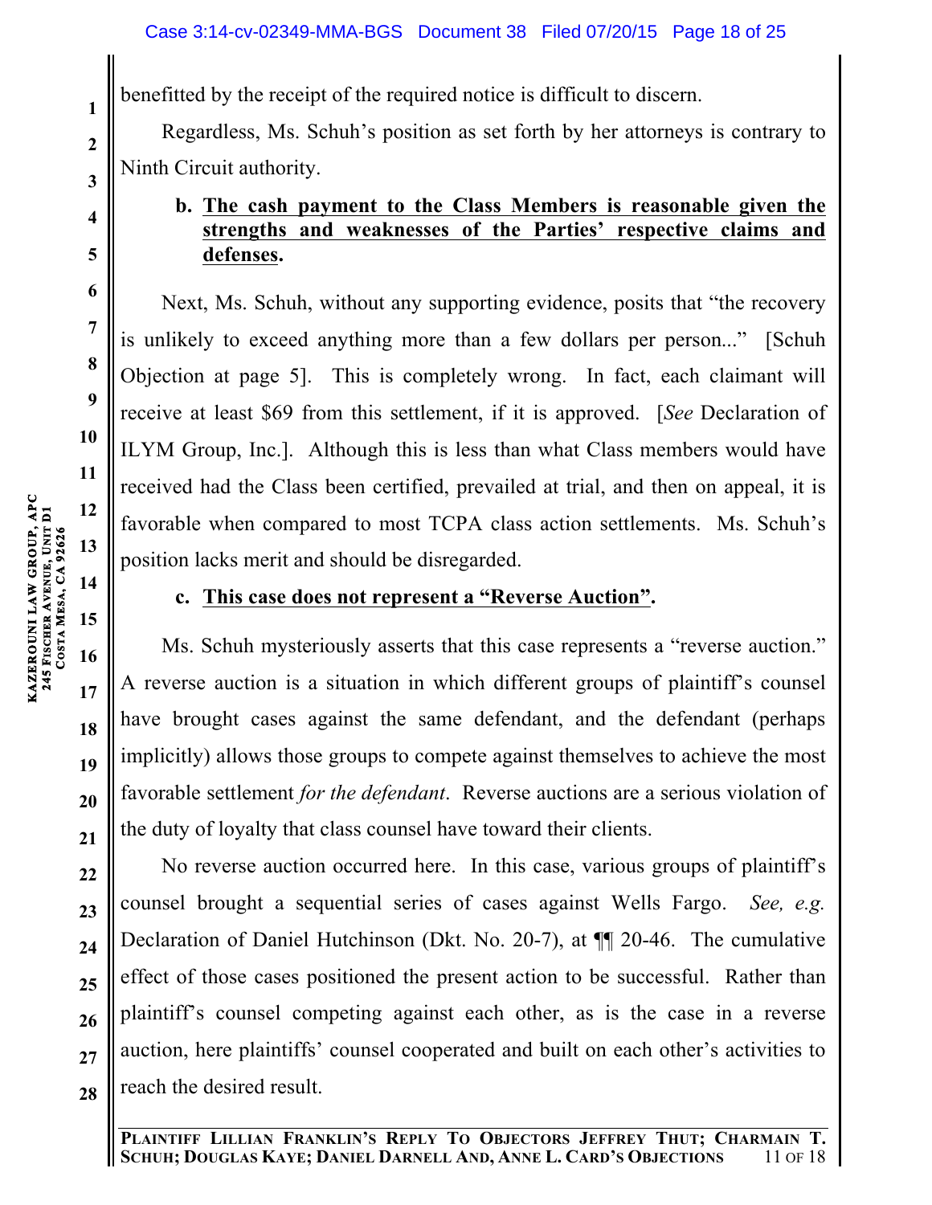benefitted by the receipt of the required notice is difficult to discern.

Regardless, Ms. Schuh's position as set forth by her attorneys is contrary to Ninth Circuit authority.

**b. The cash payment to the Class Members is reasonable given the strengths and weaknesses of the Parties' respective claims and defenses.**

Next, Ms. Schuh, without any supporting evidence, posits that "the recovery is unlikely to exceed anything more than a few dollars per person..." [Schuh Objection at page 5]. This is completely wrong. In fact, each claimant will receive at least $69 from this settlement, if it is approved. [*See* Declaration of ILYM Group, Inc.]. Although this is less than what Class members would have received had the Class been certified, prevailed at trial, and then on appeal, it is favorable when compared to most TCPA class action settlements. Ms. Schuh's position lacks merit and should be disregarded.

**c. This case does not represent a "Reverse Auction".**

Ms. Schuh mysteriously asserts that this case represents a "reverse auction." A reverse auction is a situation in which different groups of plaintiff's counsel have brought cases against the same defendant, and the defendant (perhaps implicitly) allows those groups to compete against themselves to achieve the most favorable settlement *for the defendant*. Reverse auctions are a serious violation of the duty of loyalty that class counsel have toward their clients.

No reverse auction occurred here. In this case, various groups of plaintiff's counsel brought a sequential series of cases against Wells Fargo. *See, e.g.* Declaration of Daniel Hutchinson (Dkt. No. 20-7), at ¶¶ 20-46. The cumulative effect of those cases positioned the present action to be successful. Rather than plaintiff's counsel competing against each other, as is the case in a reverse auction, here plaintiffs' counsel cooperated and built on each other's activities to reach the desired result.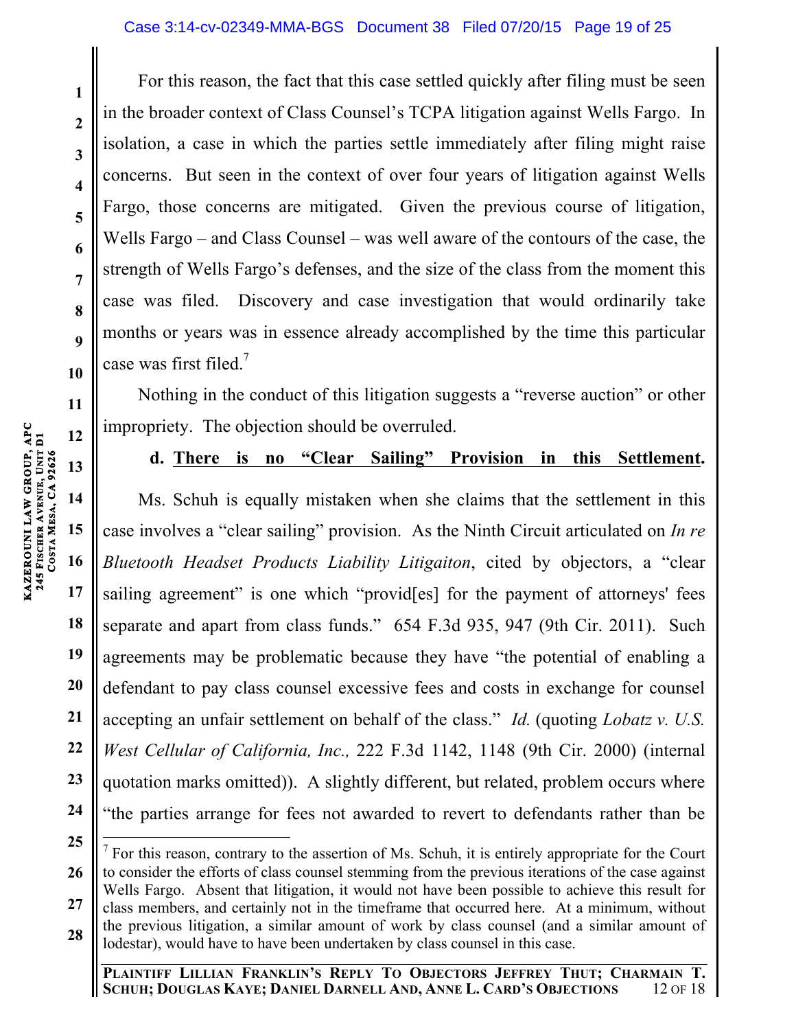For this reason, the fact that this case settled quickly after filing must be seen in the broader context of Class Counsel's TCPA litigation against Wells Fargo. In isolation, a case in which the parties settle immediately after filing might raise concerns. But seen in the context of over four years of litigation against Wells Fargo, those concerns are mitigated. Given the previous course of litigation, Wells Fargo – and Class Counsel – was well aware of the contours of the case, the strength of Wells Fargo's defenses, and the size of the class from the moment this case was filed. Discovery and case investigation that would ordinarily take months or years was in essence already accomplished by the time this particular case was first filed.[7]

Nothing in the conduct of this litigation suggests a "reverse auction" or other impropriety. The objection should be overruled.

**d. <u>There is no "Clear Sailing" Provision in this Settlement</u>.**

Ms. Schuh is equally mistaken when she claims that the settlement in this case involves a "clear sailing" provision. As the Ninth Circuit articulated on *In re Bluetooth Headset Products Liability Litigaiton*, cited by objectors, a "clear sailing agreement" is one which "provid[es] for the payment of attorneys' fees separate and apart from class funds." 654 F.3d 935, 947 (9th Cir. 2011). Such agreements may be problematic because they have "the potential of enabling a defendant to pay class counsel excessive fees and costs in exchange for counsel accepting an unfair settlement on behalf of the class." *Id.* (quoting *Lobatz v. U.S. West Cellular of California, Inc.,* 222 F.3d 1142, 1148 (9th Cir. 2000) (internal quotation marks omitted)). A slightly different, but related, problem occurs where "the parties arrange for fees not awarded to revert to defendants rather than be

[7] For this reason, contrary to the assertion of Ms. Schuh, it is entirely appropriate for the Court to consider the efforts of class counsel stemming from the previous iterations of the case against Wells Fargo. Absent that litigation, it would not have been possible to achieve this result for class members, and certainly not in the timeframe that occurred here. At a minimum, without the previous litigation, a similar amount of work by class counsel (and a similar amount of lodestar), would have to have been undertaken by class counsel in this case.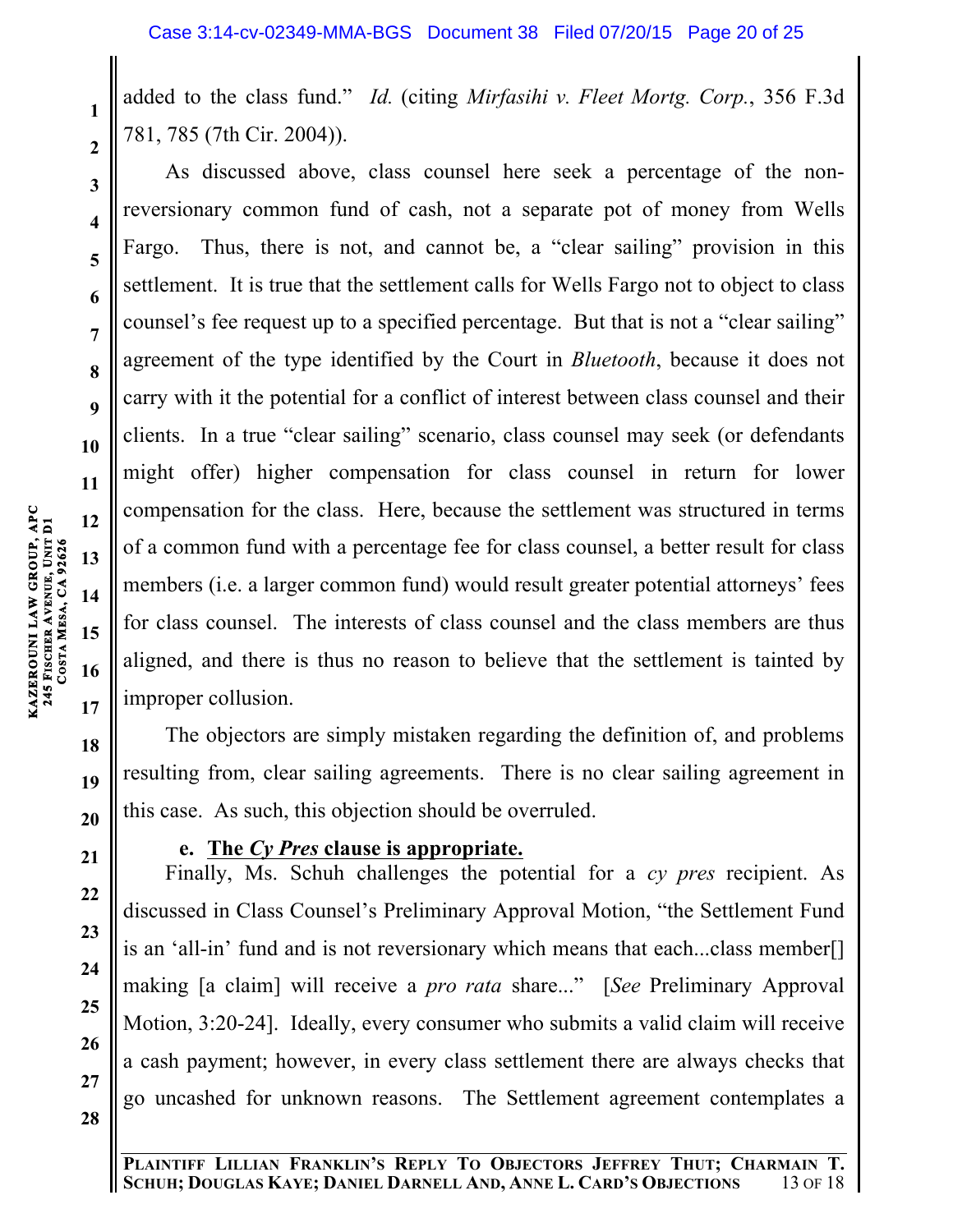added to the class fund." *Id.* (citing *Mirfasihi v. Fleet Mortg. Corp.*, 356 F.3d 781, 785 (7th Cir. 2004)).

As discussed above, class counsel here seek a percentage of the non-reversionary common fund of cash, not a separate pot of money from Wells Fargo. Thus, there is not, and cannot be, a "clear sailing" provision in this settlement. It is true that the settlement calls for Wells Fargo not to object to class counsel's fee request up to a specified percentage. But that is not a "clear sailing" agreement of the type identified by the Court in *Bluetooth*, because it does not carry with it the potential for a conflict of interest between class counsel and their clients. In a true "clear sailing" scenario, class counsel may seek (or defendants might offer) higher compensation for class counsel in return for lower compensation for the class. Here, because the settlement was structured in terms of a common fund with a percentage fee for class counsel, a better result for class members (i.e. a larger common fund) would result greater potential attorneys' fees for class counsel. The interests of class counsel and the class members are thus aligned, and there is thus no reason to believe that the settlement is tainted by improper collusion.

The objectors are simply mistaken regarding the definition of, and problems resulting from, clear sailing agreements. There is no clear sailing agreement in this case. As such, this objection should be overruled.

**e. <u>The *Cy Pres* clause is appropriate.</u>**

Finally, Ms. Schuh challenges the potential for a *cy pres* recipient. As discussed in Class Counsel's Preliminary Approval Motion, "the Settlement Fund is an 'all-in' fund and is not reversionary which means that each...class member[] making [a claim] will receive a *pro rata* share..." [*See* Preliminary Approval Motion, 3:20-24]. Ideally, every consumer who submits a valid claim will receive a cash payment; however, in every class settlement there are always checks that go uncashed for unknown reasons. The Settlement agreement contemplates a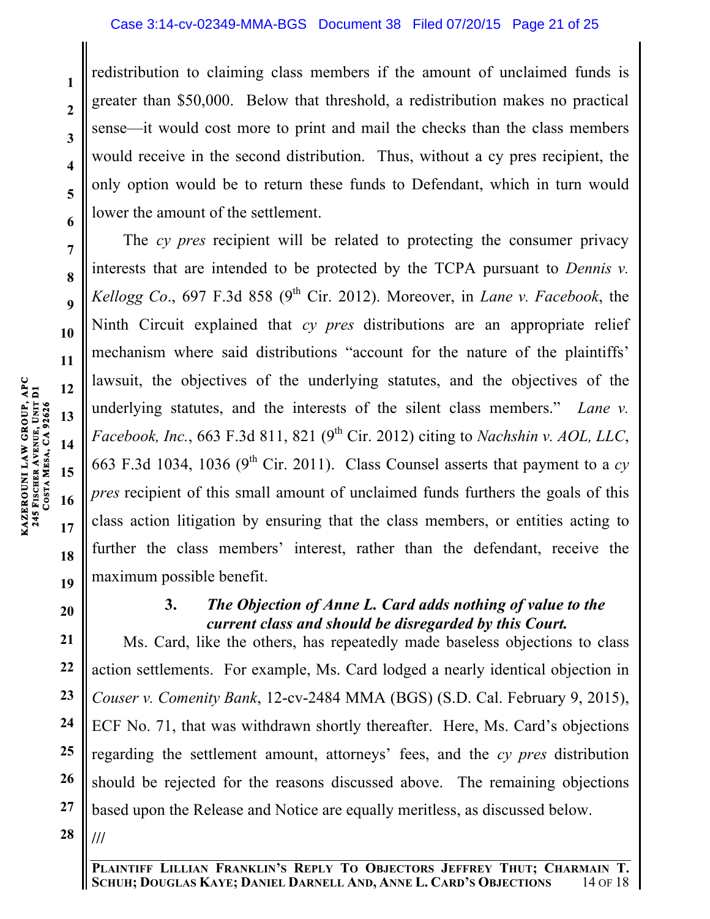redistribution to claiming class members if the amount of unclaimed funds is greater than $50,000. Below that threshold, a redistribution makes no practical sense—it would cost more to print and mail the checks than the class members would receive in the second distribution. Thus, without a cy pres recipient, the only option would be to return these funds to Defendant, which in turn would lower the amount of the settlement.

The *cy pres* recipient will be related to protecting the consumer privacy interests that are intended to be protected by the TCPA pursuant to *Dennis v. Kellogg Co*., 697 F.3d 858 (9th Cir. 2012). Moreover, in *Lane v. Facebook*, the Ninth Circuit explained that *cy pres* distributions are an appropriate relief mechanism where said distributions "account for the nature of the plaintiffs' lawsuit, the objectives of the underlying statutes, and the objectives of the underlying statutes, and the interests of the silent class members." *Lane v. Facebook, Inc.*, 663 F.3d 811, 821 (9th Cir. 2012) citing to *Nachshin v. AOL, LLC*, 663 F.3d 1034, 1036 (9th Cir. 2011). Class Counsel asserts that payment to a *cy pres* recipient of this small amount of unclaimed funds furthers the goals of this class action litigation by ensuring that the class members, or entities acting to further the class members' interest, rather than the defendant, receive the maximum possible benefit.

### 3. *The Objection of Anne L. Card adds nothing of value to the current class and should be disregarded by this Court.*

Ms. Card, like the others, has repeatedly made baseless objections to class action settlements. For example, Ms. Card lodged a nearly identical objection in *Couser v. Comenity Bank*, 12-cv-2484 MMA (BGS) (S.D. Cal. February 9, 2015), ECF No. 71, that was withdrawn shortly thereafter. Here, Ms. Card's objections regarding the settlement amount, attorneys' fees, and the *cy pres* distribution should be rejected for the reasons discussed above. The remaining objections based upon the Release and Notice are equally meritless, as discussed below.

///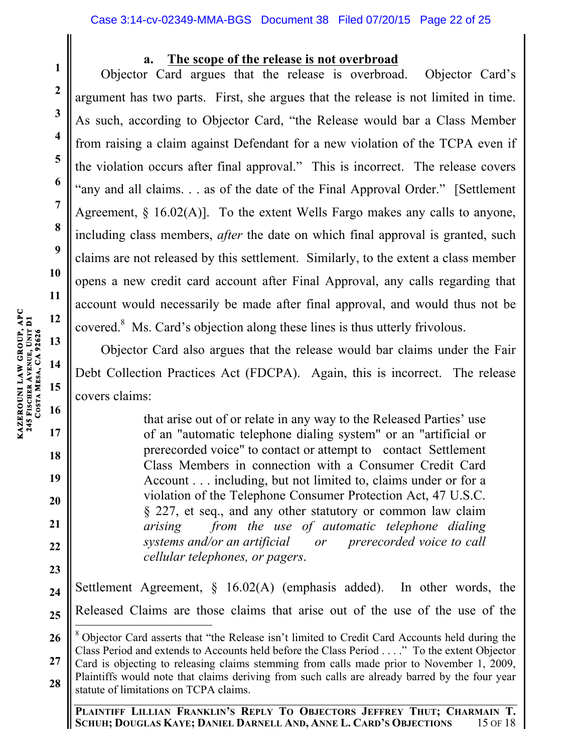### a. The scope of the release is not overbroad

Objector Card argues that the release is overbroad. Objector Card's argument has two parts. First, she argues that the release is not limited in time. As such, according to Objector Card, "the Release would bar a Class Member from raising a claim against Defendant for a new violation of the TCPA even if the violation occurs after final approval." This is incorrect. The release covers "any and all claims. . . as of the date of the Final Approval Order." [Settlement Agreement, § 16.02(A)]. To the extent Wells Fargo makes any calls to anyone, including class members, *after* the date on which final approval is granted, such claims are not released by this settlement. Similarly, to the extent a class member opens a new credit card account after Final Approval, any calls regarding that account would necessarily be made after final approval, and would thus not be covered.[8] Ms. Card's objection along these lines is thus utterly frivolous.

Objector Card also argues that the release would bar claims under the Fair Debt Collection Practices Act (FDCPA). Again, this is incorrect. The release covers claims:

> that arise out of or relate in any way to the Released Parties' use of an "automatic telephone dialing system" or an "artificial or prerecorded voice" to contact or attempt to contact Settlement Class Members in connection with a Consumer Credit Card Account . . . including, but not limited to, claims under or for a violation of the Telephone Consumer Protection Act, 47 U.S.C. § 227, et seq., and any other statutory or common law claim *arising from the use of automatic telephone dialing systems and/or an artificial or prerecorded voice to call cellular telephones, or pagers*.

Settlement Agreement, § 16.02(A) (emphasis added). In other words, the Released Claims are those claims that arise out of the use of the use of the

---

[8] Objector Card asserts that "the Release isn't limited to Credit Card Accounts held during the Class Period and extends to Accounts held before the Class Period . . . ." To the extent Objector Card is objecting to releasing claims stemming from calls made prior to November 1, 2009, Plaintiffs would note that claims deriving from such calls are already barred by the four year statute of limitations on TCPA claims.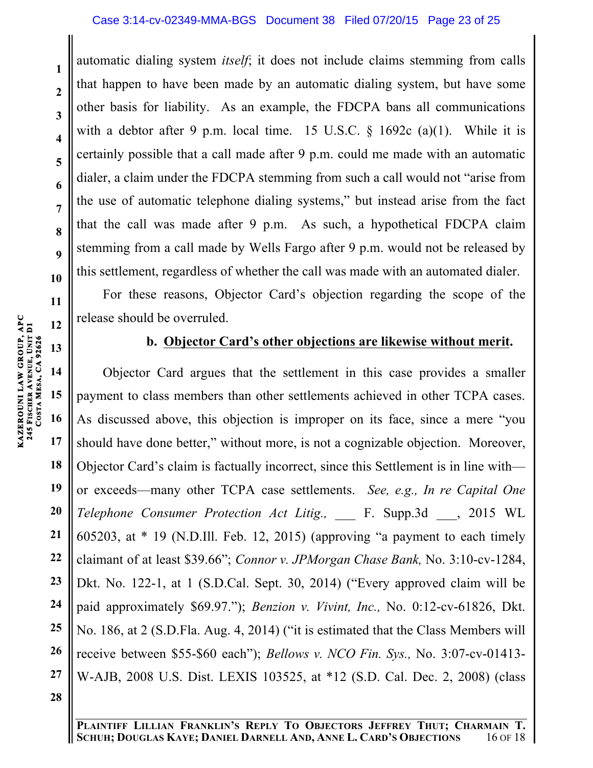automatic dialing system *itself*; it does not include claims stemming from calls that happen to have been made by an automatic dialing system, but have some other basis for liability. As an example, the FDCPA bans all communications with a debtor after 9 p.m. local time. 15 U.S.C. § 1692c (a)(1). While it is certainly possible that a call made after 9 p.m. could me made with an automatic dialer, a claim under the FDCPA stemming from such a call would not "arise from the use of automatic telephone dialing systems," but instead arise from the fact that the call was made after 9 p.m. As such, a hypothetical FDCPA claim stemming from a call made by Wells Fargo after 9 p.m. would not be released by this settlement, regardless of whether the call was made with an automated dialer.

For these reasons, Objector Card's objection regarding the scope of the release should be overruled.

**b. Objector Card's other objections are likewise without merit.**

Objector Card argues that the settlement in this case provides a smaller payment to class members than other settlements achieved in other TCPA cases. As discussed above, this objection is improper on its face, since a mere "you should have done better," without more, is not a cognizable objection. Moreover, Objector Card's claim is factually incorrect, since this Settlement is in line with—or exceeds—many other TCPA case settlements. *See, e.g., In re Capital One Telephone Consumer Protection Act Litig.,* ___ F. Supp.3d ___, 2015 WL 605203, at * 19 (N.D.Ill. Feb. 12, 2015) (approving "a payment to each timely claimant of at least $39.66"; *Connor v. JPMorgan Chase Bank,* No. 3:10-cv-1284, Dkt. No. 122-1, at 1 (S.D.Cal. Sept. 30, 2014) ("Every approved claim will be paid approximately $69.97."); *Benzion v. Vivint, Inc.,* No. 0:12-cv-61826, Dkt. No. 186, at 2 (S.D.Fla. Aug. 4, 2014) ("it is estimated that the Class Members will receive between $55-$60 each"); *Bellows v. NCO Fin. Sys.,* No. 3:07-cv-01413-W-AJB, 2008 U.S. Dist. LEXIS 103525, at *12 (S.D. Cal. Dec. 2, 2008) (class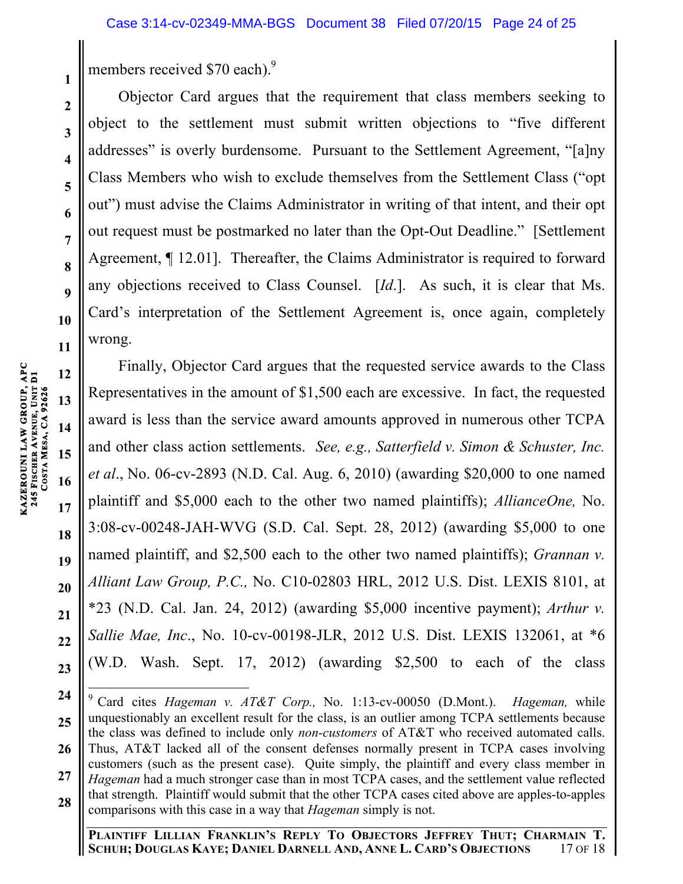members received $70 each).[9]

Objector Card argues that the requirement that class members seeking to object to the settlement must submit written objections to "five different addresses" is overly burdensome. Pursuant to the Settlement Agreement, "[a]ny Class Members who wish to exclude themselves from the Settlement Class ("opt out") must advise the Claims Administrator in writing of that intent, and their opt out request must be postmarked no later than the Opt-Out Deadline." [Settlement Agreement, ¶ 12.01]. Thereafter, the Claims Administrator is required to forward any objections received to Class Counsel. [*Id*.]. As such, it is clear that Ms. Card's interpretation of the Settlement Agreement is, once again, completely wrong.

Finally, Objector Card argues that the requested service awards to the Class Representatives in the amount of $1,500 each are excessive. In fact, the requested award is less than the service award amounts approved in numerous other TCPA and other class action settlements. *See, e.g., Satterfield v. Simon & Schuster, Inc. et al*., No. 06-cv-2893 (N.D. Cal. Aug. 6, 2010) (awarding $20,000 to one named plaintiff and $5,000 each to the other two named plaintiffs); *AllianceOne,* No. 3:08-cv-00248-JAH-WVG (S.D. Cal. Sept. 28, 2012) (awarding $5,000 to one named plaintiff, and $2,500 each to the other two named plaintiffs); *Grannan v. Alliant Law Group, P.C.,* No. C10-02803 HRL, 2012 U.S. Dist. LEXIS 8101, at *23 (N.D. Cal. Jan. 24, 2012) (awarding $5,000 incentive payment); *Arthur v. Sallie Mae, Inc*., No. 10-cv-00198-JLR, 2012 U.S. Dist. LEXIS 132061, at *6 (W.D. Wash. Sept. 17, 2012) (awarding $2,500 to each of the class

---

[9] Card cites *Hageman v. AT&T Corp.,* No. 1:13-cv-00050 (D.Mont.). *Hageman,* while unquestionably an excellent result for the class, is an outlier among TCPA settlements because the class was defined to include only *non-customers* of AT&T who received automated calls. Thus, AT&T lacked all of the consent defenses normally present in TCPA cases involving customers (such as the present case). Quite simply, the plaintiff and every class member in *Hageman* had a much stronger case than in most TCPA cases, and the settlement value reflected that strength. Plaintiff would submit that the other TCPA cases cited above are apples-to-apples comparisons with this case in a way that *Hageman* simply is not.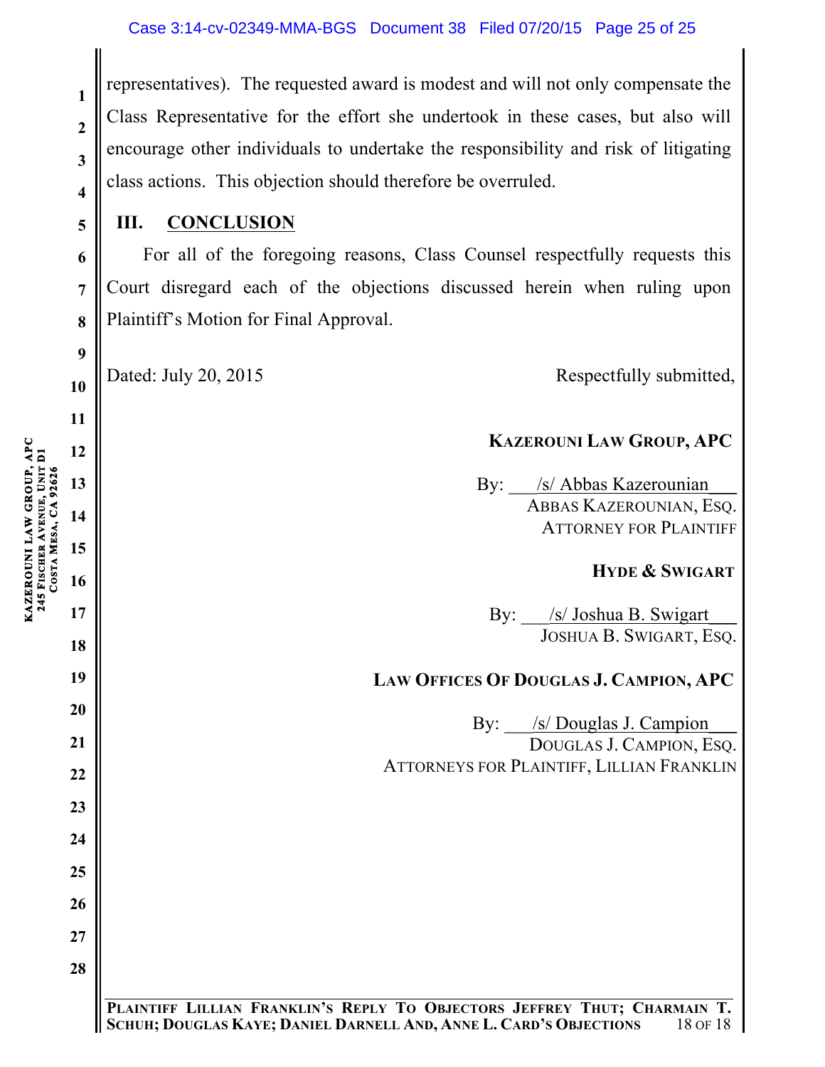representatives). The requested award is modest and will not only compensate the Class Representative for the effort she undertook in these cases, but also will encourage other individuals to undertake the responsibility and risk of litigating class actions. This objection should therefore be overruled.

## III. CONCLUSION

For all of the foregoing reasons, Class Counsel respectfully requests this Court disregard each of the objections discussed herein when ruling upon Plaintiff's Motion for Final Approval.

Dated: July 20, 2015

Respectfully submitted,

**KAZEROUNI LAW GROUP, APC**

By: ___/s/ Abbas Kazerounian___
ABBAS KAZEROUNIAN, ESQ.
ATTORNEY FOR PLAINTIFF

**HYDE & SWIGART**

By: ___/s/ Joshua B. Swigart___
JOSHUA B. SWIGART, ESQ.

**LAW OFFICES OF DOUGLAS J. CAMPION, APC**

By: ___/s/ Douglas J. Campion___
DOUGLAS J. CAMPION, ESQ.
ATTORNEYS FOR PLAINTIFF, LILLIAN FRANKLIN